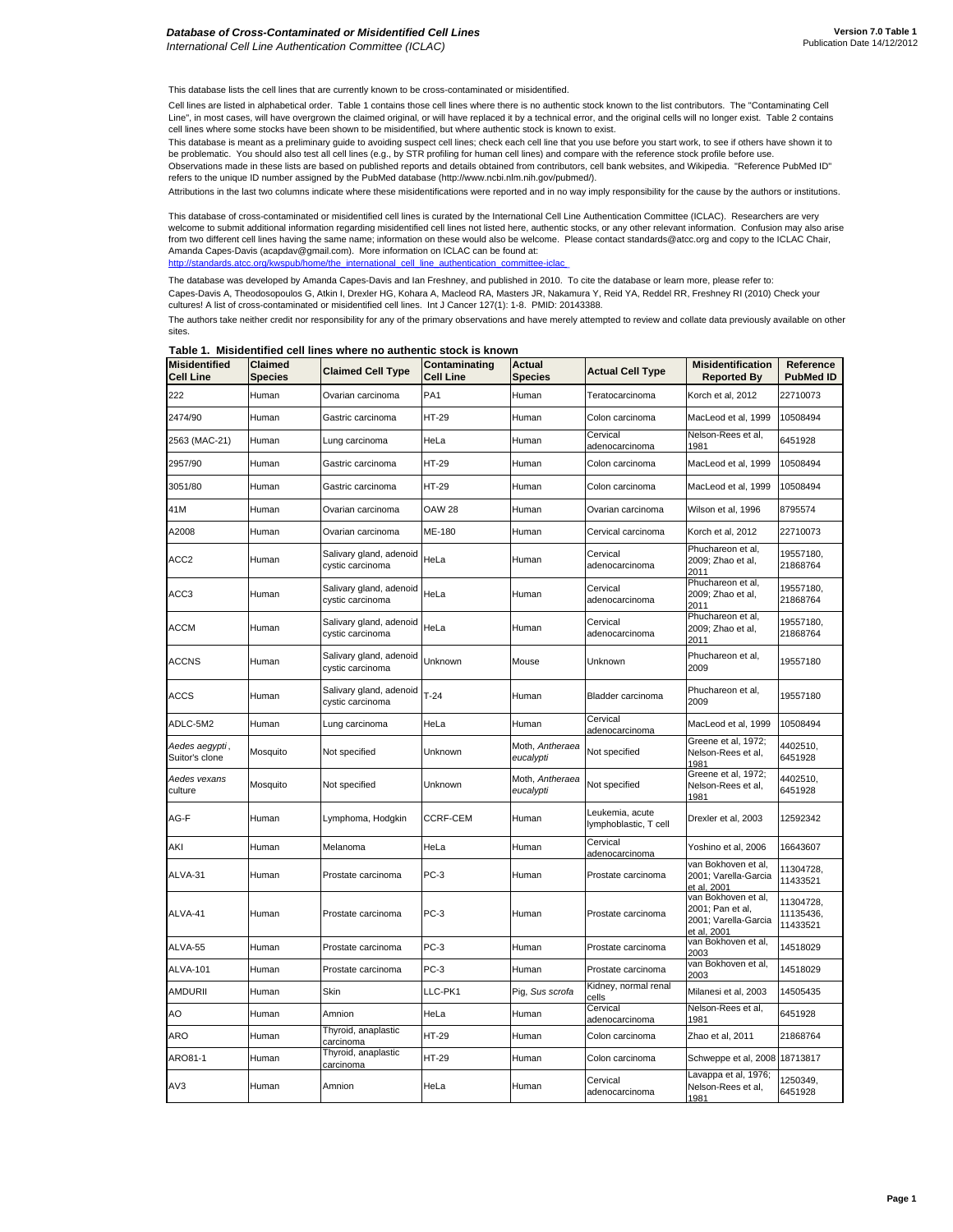# Database of Cross-Contaminated or Misidentified Cell Lines

*International Cell Line Authentication Committee (ICLAC)*

**Version 7.0 Table 1**
Publication Date 14/12/2012

This database lists the cell lines that are currently known to be cross-contaminated or misidentified.

Cell lines are listed in alphabetical order. Table 1 contains those cell lines where there is no authentic stock known to the list contributors. The "Contaminating Cell Line", in most cases, will have overgrown the claimed original, or will have replaced it by a technical error, and the original cells will no longer exist. Table 2 contains cell lines where some stocks have been shown to be misidentified, but where authentic stock is known to exist.

This database is meant as a preliminary guide to avoiding suspect cell lines; check each cell line that you use before you start work, to see if others have shown it to be problematic. You should also test all cell lines (e.g., by STR profiling for human cell lines) and compare with the reference stock profile before use.

Observations made in these lists are based on published reports and details obtained from contributors, cell bank websites, and Wikipedia. "Reference PubMed ID" refers to the unique ID number assigned by the PubMed database (http://www.ncbi.nlm.nih.gov/pubmed/).

Attributions in the last two columns indicate where these misidentifications were reported and in no way imply responsibility for the cause by the authors or institutions.

This database of cross-contaminated or misidentified cell lines is curated by the International Cell Line Authentication Committee (ICLAC). Researchers are very welcome to submit additional information regarding misidentified cell lines not listed here, authentic stocks, or any other relevant information. Confusion may also arise from two different cell lines having the same name; information on these would also be welcome. Please contact standards@atcc.org and copy to the ICLAC Chair, Amanda Capes-Davis (acapdav@gmail.com). More information on ICLAC can be found at:
http://standards.atcc.org/kwspub/home/the_international_cell_line_authentication_committee-iclac_

The database was developed by Amanda Capes-Davis and Ian Freshney, and published in 2010. To cite the database or learn more, please refer to:
Capes-Davis A, Theodosopoulos G, Atkin I, Drexler HG, Kohara A, Macleod RA, Masters JR, Nakamura Y, Reid YA, Reddel RR, Freshney RI (2010) Check your cultures! A list of cross-contaminated or misidentified cell lines. Int J Cancer 127(1): 1-8. PMID: 20143388.

The authors take neither credit nor responsibility for any of the primary observations and have merely attempted to review and collate data previously available on other sites.

**Table 1. Misidentified cell lines where no authentic stock is known**

| Misidentified Cell Line | Claimed Species | Claimed Cell Type | Contaminating Cell Line | Actual Species | Actual Cell Type | Misidentification Reported By | Reference PubMed ID |
|---|---|---|---|---|---|---|---|
| 222 | Human | Ovarian carcinoma | PA1 | Human | Teratocarcinoma | Korch et al, 2012 | 22710073 |
| 2474/90 | Human | Gastric carcinoma | HT-29 | Human | Colon carcinoma | MacLeod et al, 1999 | 10508494 |
| 2563 (MAC-21) | Human | Lung carcinoma | HeLa | Human | Cervical adenocarcinoma | Nelson-Rees et al, 1981 | 6451928 |
| 2957/90 | Human | Gastric carcinoma | HT-29 | Human | Colon carcinoma | MacLeod et al, 1999 | 10508494 |
| 3051/80 | Human | Gastric carcinoma | HT-29 | Human | Colon carcinoma | MacLeod et al, 1999 | 10508494 |
| 41M | Human | Ovarian carcinoma | OAW 28 | Human | Ovarian carcinoma | Wilson et al, 1996 | 8795574 |
| A2008 | Human | Ovarian carcinoma | ME-180 | Human | Cervical carcinoma | Korch et al, 2012 | 22710073 |
| ACC2 | Human | Salivary gland, adenoid cystic carcinoma | HeLa | Human | Cervical adenocarcinoma | Phuchareon et al, 2009; Zhao et al, 2011 | 19557180, 21868764 |
| ACC3 | Human | Salivary gland, adenoid cystic carcinoma | HeLa | Human | Cervical adenocarcinoma | Phuchareon et al, 2009; Zhao et al, 2011 | 19557180, 21868764 |
| ACCM | Human | Salivary gland, adenoid cystic carcinoma | HeLa | Human | Cervical adenocarcinoma | Phuchareon et al, 2009; Zhao et al, 2011 | 19557180, 21868764 |
| ACCNS | Human | Salivary gland, adenoid cystic carcinoma | Unknown | Mouse | Unknown | Phuchareon et al, 2009 | 19557180 |
| ACCS | Human | Salivary gland, adenoid cystic carcinoma | T-24 | Human | Bladder carcinoma | Phuchareon et al, 2009 | 19557180 |
| ADLC-5M2 | Human | Lung carcinoma | HeLa | Human | Cervical adenocarcinoma | MacLeod et al, 1999 | 10508494 |
| *Aedes aegypti*, Suitor's clone | Mosquito | Not specified | Unknown | Moth, *Antheraea eucalypti* | Not specified | Greene et al, 1972; Nelson-Rees et al, 1981 | 4402510, 6451928 |
| *Aedes vexans* culture | Mosquito | Not specified | Unknown | Moth, *Antheraea eucalypti* | Not specified | Greene et al, 1972; Nelson-Rees et al, 1981 | 4402510, 6451928 |
| AG-F | Human | Lymphoma, Hodgkin | CCRF-CEM | Human | Leukemia, acute lymphoblastic, T cell | Drexler et al, 2003 | 12592342 |
| AKI | Human | Melanoma | HeLa | Human | Cervical adenocarcinoma | Yoshino et al, 2006 | 16643607 |
| ALVA-31 | Human | Prostate carcinoma | PC-3 | Human | Prostate carcinoma | van Bokhoven et al, 2001; Varella-Garcia et al, 2001 | 11304728, 11433521 |
| ALVA-41 | Human | Prostate carcinoma | PC-3 | Human | Prostate carcinoma | van Bokhoven et al, 2001; Pan et al, 2001; Varella-Garcia et al, 2001 | 11304728, 11135436, 11433521 |
| ALVA-55 | Human | Prostate carcinoma | PC-3 | Human | Prostate carcinoma | van Bokhoven et al, 2003 | 14518029 |
| ALVA-101 | Human | Prostate carcinoma | PC-3 | Human | Prostate carcinoma | van Bokhoven et al, 2003 | 14518029 |
| AMDURII | Human | Skin | LLC-PK1 | Pig, *Sus scrofa* | Kidney, normal renal cells | Milanesi et al, 2003 | 14505435 |
| AO | Human | Amnion | HeLa | Human | Cervical adenocarcinoma | Nelson-Rees et al, 1981 | 6451928 |
| ARO | Human | Thyroid, anaplastic carcinoma | HT-29 | Human | Colon carcinoma | Zhao et al, 2011 | 21868764 |
| ARO81-1 | Human | Thyroid, anaplastic carcinoma | HT-29 | Human | Colon carcinoma | Schweppe et al, 2008 | 18713817 |
| AV3 | Human | Amnion | HeLa | Human | Cervical adenocarcinoma | Lavappa et al, 1976; Nelson-Rees et al, 1981 | 1250349, 6451928 |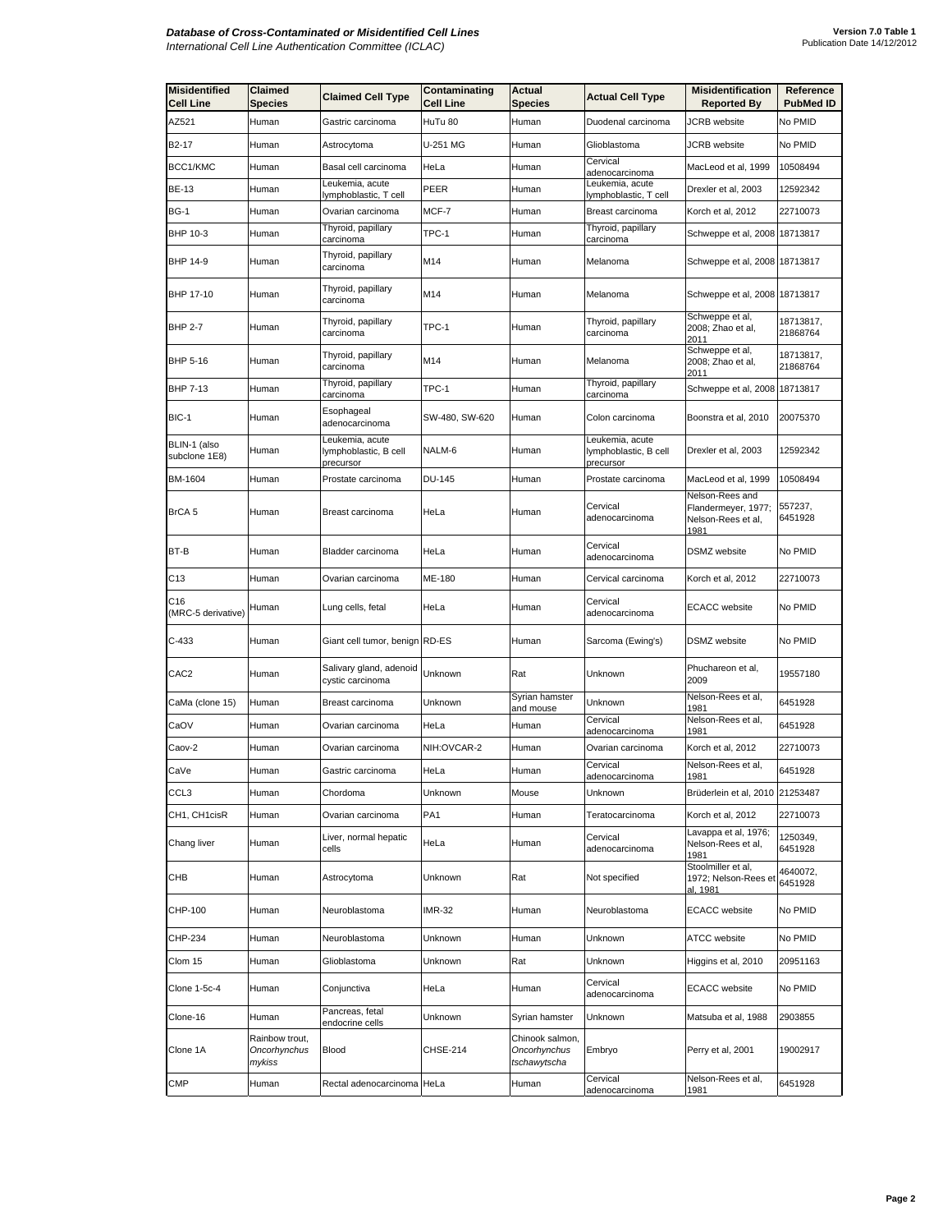| Misidentified Cell Line | Claimed Species | Claimed Cell Type | Contaminating Cell Line | Actual Species | Actual Cell Type | Misidentification Reported By | Reference PubMed ID |
|---|---|---|---|---|---|---|---|
| AZ521 | Human | Gastric carcinoma | HuTu 80 | Human | Duodenal carcinoma | JCRB website | No PMID |
| B2-17 | Human | Astrocytoma | U-251 MG | Human | Glioblastoma | JCRB website | No PMID |
| BCC1/KMC | Human | Basal cell carcinoma | HeLa | Human | Cervical adenocarcinoma | MacLeod et al, 1999 | 10508494 |
| BE-13 | Human | Leukemia, acute lymphoblastic, T cell | PEER | Human | Leukemia, acute lymphoblastic, T cell | Drexler et al, 2003 | 12592342 |
| BG-1 | Human | Ovarian carcinoma | MCF-7 | Human | Breast carcinoma | Korch et al, 2012 | 22710073 |
| BHP 10-3 | Human | Thyroid, papillary carcinoma | TPC-1 | Human | Thyroid, papillary carcinoma | Schweppe et al, 2008 | 18713817 |
| BHP 14-9 | Human | Thyroid, papillary carcinoma | M14 | Human | Melanoma | Schweppe et al, 2008 | 18713817 |
| BHP 17-10 | Human | Thyroid, papillary carcinoma | M14 | Human | Melanoma | Schweppe et al, 2008 | 18713817 |
| BHP 2-7 | Human | Thyroid, papillary carcinoma | TPC-1 | Human | Thyroid, papillary carcinoma | Schweppe et al, 2008; Zhao et al, 2011 | 18713817, 21868764 |
| BHP 5-16 | Human | Thyroid, papillary carcinoma | M14 | Human | Melanoma | Schweppe et al, 2008; Zhao et al, 2011 | 18713817, 21868764 |
| BHP 7-13 | Human | Thyroid, papillary carcinoma | TPC-1 | Human | Thyroid, papillary carcinoma | Schweppe et al, 2008 | 18713817 |
| BIC-1 | Human | Esophageal adenocarcinoma | SW-480, SW-620 | Human | Colon carcinoma | Boonstra et al, 2010 | 20075370 |
| BLIN-1 (also subclone 1E8) | Human | Leukemia, acute lymphoblastic, B cell precursor | NALM-6 | Human | Leukemia, acute lymphoblastic, B cell precursor | Drexler et al, 2003 | 12592342 |
| BM-1604 | Human | Prostate carcinoma | DU-145 | Human | Prostate carcinoma | MacLeod et al, 1999 | 10508494 |
| BrCA 5 | Human | Breast carcinoma | HeLa | Human | Cervical adenocarcinoma | Nelson-Rees and Flandermeyer, 1977; Nelson-Rees et al, 1981 | 557237, 6451928 |
| BT-B | Human | Bladder carcinoma | HeLa | Human | Cervical adenocarcinoma | DSMZ website | No PMID |
| C13 | Human | Ovarian carcinoma | ME-180 | Human | Cervical carcinoma | Korch et al, 2012 | 22710073 |
| C16 (MRC-5 derivative) | Human | Lung cells, fetal | HeLa | Human | Cervical adenocarcinoma | ECACC website | No PMID |
| C-433 | Human | Giant cell tumor, benign | RD-ES | Human | Sarcoma (Ewing's) | DSMZ website | No PMID |
| CAC2 | Human | Salivary gland, adenoid cystic carcinoma | Unknown | Rat | Unknown | Phuchareon et al, 2009 | 19557180 |
| CaMa (clone 15) | Human | Breast carcinoma | Unknown | Syrian hamster and mouse | Unknown | Nelson-Rees et al, 1981 | 6451928 |
| CaOV | Human | Ovarian carcinoma | HeLa | Human | Cervical adenocarcinoma | Nelson-Rees et al, 1981 | 6451928 |
| Caov-2 | Human | Ovarian carcinoma | NIH:OVCAR-2 | Human | Ovarian carcinoma | Korch et al, 2012 | 22710073 |
| CaVe | Human | Gastric carcinoma | HeLa | Human | Cervical adenocarcinoma | Nelson-Rees et al, 1981 | 6451928 |
| CCL3 | Human | Chordoma | Unknown | Mouse | Unknown | Brüderlein et al, 2010 | 21253487 |
| CH1, CH1cisR | Human | Ovarian carcinoma | PA1 | Human | Teratocarcinoma | Korch et al, 2012 | 22710073 |
| Chang liver | Human | Liver, normal hepatic cells | HeLa | Human | Cervical adenocarcinoma | Lavappa et al, 1976; Nelson-Rees et al, 1981 | 1250349, 6451928 |
| CHB | Human | Astrocytoma | Unknown | Rat | Not specified | Stoolmiller et al, 1972; Nelson-Rees et al, 1981 | 4640072, 6451928 |
| CHP-100 | Human | Neuroblastoma | IMR-32 | Human | Neuroblastoma | ECACC website | No PMID |
| CHP-234 | Human | Neuroblastoma | Unknown | Human | Unknown | ATCC website | No PMID |
| Clom 15 | Human | Glioblastoma | Unknown | Rat | Unknown | Higgins et al, 2010 | 20951163 |
| Clone 1-5c-4 | Human | Conjunctiva | HeLa | Human | Cervical adenocarcinoma | ECACC website | No PMID |
| Clone-16 | Human | Pancreas, fetal endocrine cells | Unknown | Syrian hamster | Unknown | Matsuba et al, 1988 | 2903855 |
| Clone 1A | Rainbow trout, *Oncorhynchus mykiss* | Blood | CHSE-214 | Chinook salmon, *Oncorhynchus tschawytscha* | Embryo | Perry et al, 2001 | 19002917 |
| CMP | Human | Rectal adenocarcinoma | HeLa | Human | Cervical adenocarcinoma | Nelson-Rees et al, 1981 | 6451928 |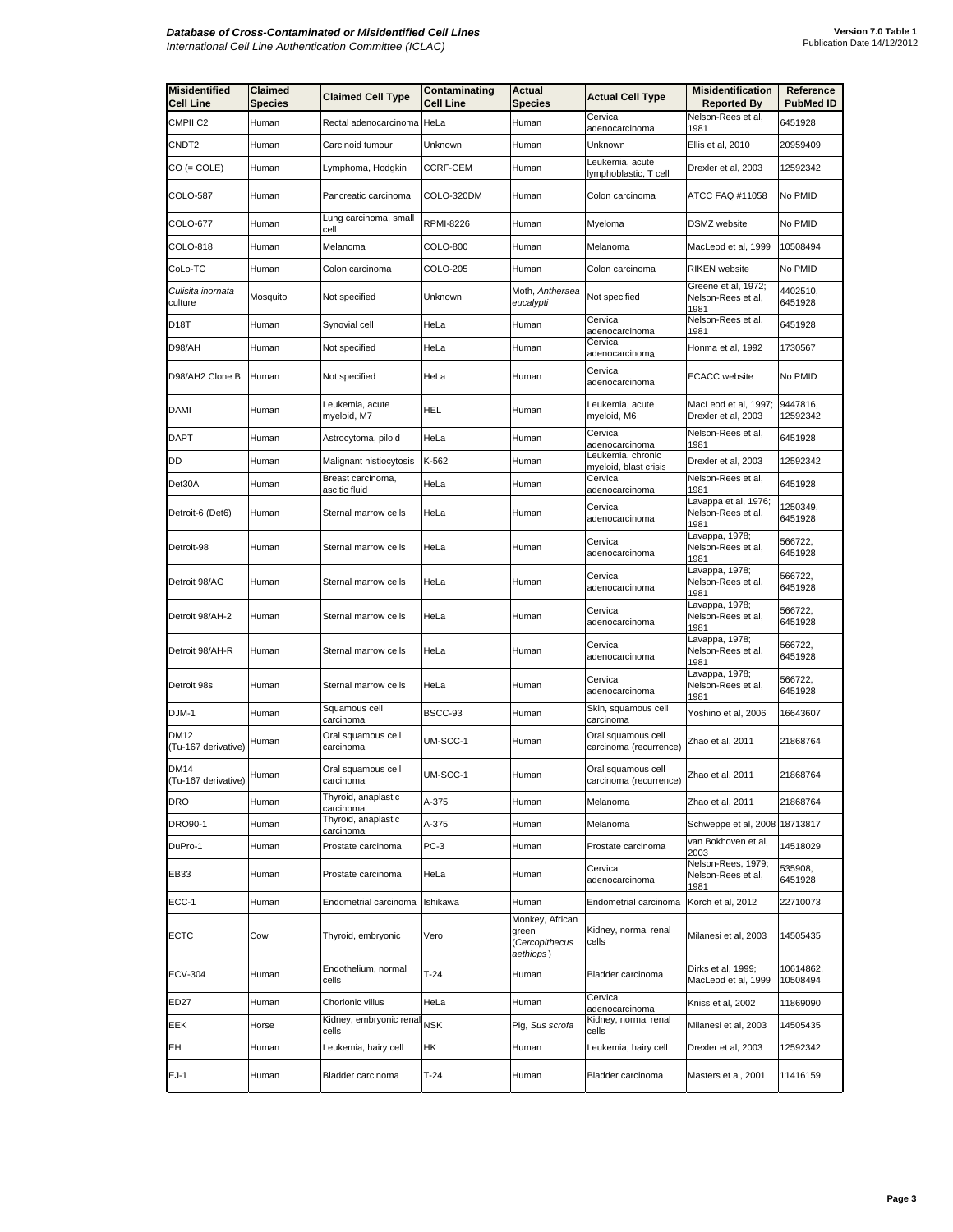| Misidentified Cell Line | Claimed Species | Claimed Cell Type | Contaminating Cell Line | Actual Species | Actual Cell Type | Misidentification Reported By | Reference PubMed ID |
|---|---|---|---|---|---|---|---|
| CMPII C2 | Human | Rectal adenocarcinoma | HeLa | Human | Cervical adenocarcinoma | Nelson-Rees et al, 1981 | 6451928 |
| CNDT2 | Human | Carcinoid tumour | Unknown | Human | Unknown | Ellis et al, 2010 | 20959409 |
| CO (= COLE) | Human | Lymphoma, Hodgkin | CCRF-CEM | Human | Leukemia, acute lymphoblastic, T cell | Drexler et al, 2003 | 12592342 |
| COLO-587 | Human | Pancreatic carcinoma | COLO-320DM | Human | Colon carcinoma | ATCC FAQ #11058 | No PMID |
| COLO-677 | Human | Lung carcinoma, small cell | RPMI-8226 | Human | Myeloma | DSMZ website | No PMID |
| COLO-818 | Human | Melanoma | COLO-800 | Human | Melanoma | MacLeod et al, 1999 | 10508494 |
| CoLo-TC | Human | Colon carcinoma | COLO-205 | Human | Colon carcinoma | RIKEN website | No PMID |
| *Culisita inornata* culture | Mosquito | Not specified | Unknown | Moth, *Antheraea eucalypti* | Not specified | Greene et al, 1972; Nelson-Rees et al, 1981 | 4402510, 6451928 |
| D18T | Human | Synovial cell | HeLa | Human | Cervical adenocarcinoma | Nelson-Rees et al, 1981 | 6451928 |
| D98/AH | Human | Not specified | HeLa | Human | Cervical adenocarcinoma | Honma et al, 1992 | 1730567 |
| D98/AH2 Clone B | Human | Not specified | HeLa | Human | Cervical adenocarcinoma | ECACC website | No PMID |
| DAMI | Human | Leukemia, acute myeloid, M7 | HEL | Human | Leukemia, acute myeloid, M6 | MacLeod et al, 1997; Drexler et al, 2003 | 9447816, 12592342 |
| DAPT | Human | Astrocytoma, piloid | HeLa | Human | Cervical adenocarcinoma | Nelson-Rees et al, 1981 | 6451928 |
| DD | Human | Malignant histiocytosis | K-562 | Human | Leukemia, chronic myeloid, blast crisis | Drexler et al, 2003 | 12592342 |
| Det30A | Human | Breast carcinoma, ascitic fluid | HeLa | Human | Cervical adenocarcinoma | Nelson-Rees et al, 1981 | 6451928 |
| Detroit-6 (Det6) | Human | Sternal marrow cells | HeLa | Human | Cervical adenocarcinoma | Lavappa et al, 1976; Nelson-Rees et al, 1981 | 1250349, 6451928 |
| Detroit-98 | Human | Sternal marrow cells | HeLa | Human | Cervical adenocarcinoma | Lavappa, 1978; Nelson-Rees et al, 1981 | 566722, 6451928 |
| Detroit 98/AG | Human | Sternal marrow cells | HeLa | Human | Cervical adenocarcinoma | Lavappa, 1978; Nelson-Rees et al, 1981 | 566722, 6451928 |
| Detroit 98/AH-2 | Human | Sternal marrow cells | HeLa | Human | Cervical adenocarcinoma | Lavappa, 1978; Nelson-Rees et al, 1981 | 566722, 6451928 |
| Detroit 98/AH-R | Human | Sternal marrow cells | HeLa | Human | Cervical adenocarcinoma | Lavappa, 1978; Nelson-Rees et al, 1981 | 566722, 6451928 |
| Detroit 98s | Human | Sternal marrow cells | HeLa | Human | Cervical adenocarcinoma | Lavappa, 1978; Nelson-Rees et al, 1981 | 566722, 6451928 |
| DJM-1 | Human | Squamous cell carcinoma | BSCC-93 | Human | Skin, squamous cell carcinoma | Yoshino et al, 2006 | 16643607 |
| DM12 (Tu-167 derivative) | Human | Oral squamous cell carcinoma | UM-SCC-1 | Human | Oral squamous cell carcinoma (recurrence) | Zhao et al, 2011 | 21868764 |
| DM14 (Tu-167 derivative) | Human | Oral squamous cell carcinoma | UM-SCC-1 | Human | Oral squamous cell carcinoma (recurrence) | Zhao et al, 2011 | 21868764 |
| DRO | Human | Thyroid, anaplastic carcinoma | A-375 | Human | Melanoma | Zhao et al, 2011 | 21868764 |
| DRO90-1 | Human | Thyroid, anaplastic carcinoma | A-375 | Human | Melanoma | Schweppe et al, 2008 | 18713817 |
| DuPro-1 | Human | Prostate carcinoma | PC-3 | Human | Prostate carcinoma | van Bokhoven et al, 2003 | 14518029 |
| EB33 | Human | Prostate carcinoma | HeLa | Human | Cervical adenocarcinoma | Nelson-Rees, 1979; Nelson-Rees et al, 1981 | 535908, 6451928 |
| ECC-1 | Human | Endometrial carcinoma | Ishikawa | Human | Endometrial carcinoma | Korch et al, 2012 | 22710073 |
| ECTC | Cow | Thyroid, embryonic | Vero | Monkey, African green (*Cercopithecus aethiops*) | Kidney, normal renal cells | Milanesi et al, 2003 | 14505435 |
| ECV-304 | Human | Endothelium, normal cells | T-24 | Human | Bladder carcinoma | Dirks et al, 1999; MacLeod et al, 1999 | 10614862, 10508494 |
| ED27 | Human | Chorionic villus | HeLa | Human | Cervical adenocarcinoma | Kniss et al, 2002 | 11869090 |
| EEK | Horse | Kidney, embryonic renal cells | NSK | Pig, *Sus scrofa* | Kidney, normal renal cells | Milanesi et al, 2003 | 14505435 |
| EH | Human | Leukemia, hairy cell | HK | Human | Leukemia, hairy cell | Drexler et al, 2003 | 12592342 |
| EJ-1 | Human | Bladder carcinoma | T-24 | Human | Bladder carcinoma | Masters et al, 2001 | 11416159 |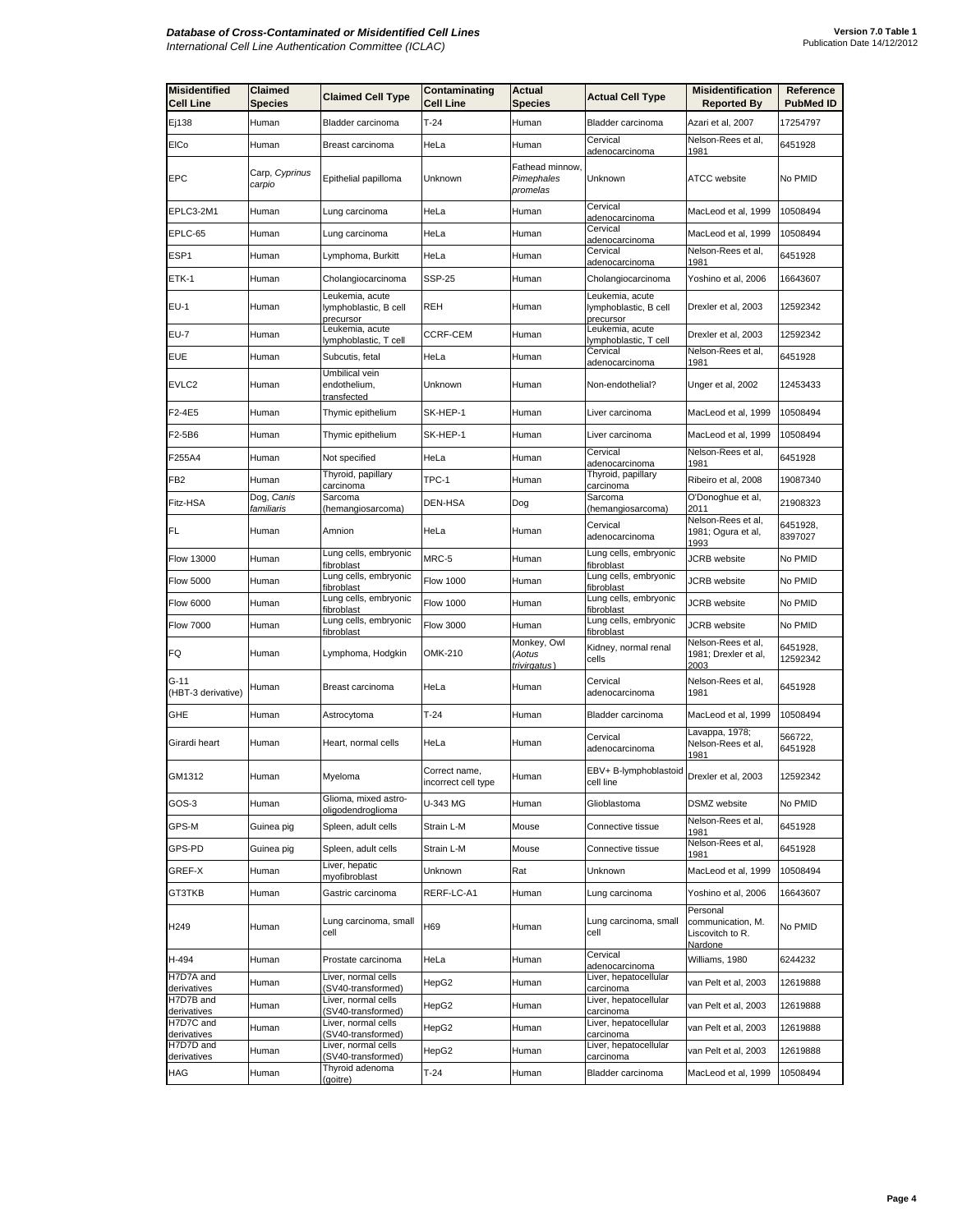| Misidentified Cell Line | Claimed Species | Claimed Cell Type | Contaminating Cell Line | Actual Species | Actual Cell Type | Misidentification Reported By | Reference PubMed ID |
|---|---|---|---|---|---|---|---|
| Ej138 | Human | Bladder carcinoma | T-24 | Human | Bladder carcinoma | Azari et al, 2007 | 17254797 |
| ElCo | Human | Breast carcinoma | HeLa | Human | Cervical adenocarcinoma | Nelson-Rees et al, 1981 | 6451928 |
| EPC | Carp, *Cyprinus carpio* | Epithelial papilloma | Unknown | Fathead minnow, *Pimephales promelas* | Unknown | ATCC website | No PMID |
| EPLC3-2M1 | Human | Lung carcinoma | HeLa | Human | Cervical adenocarcinoma | MacLeod et al, 1999 | 10508494 |
| EPLC-65 | Human | Lung carcinoma | HeLa | Human | Cervical adenocarcinoma | MacLeod et al, 1999 | 10508494 |
| ESP1 | Human | Lymphoma, Burkitt | HeLa | Human | Cervical adenocarcinoma | Nelson-Rees et al, 1981 | 6451928 |
| ETK-1 | Human | Cholangiocarcinoma | SSP-25 | Human | Cholangiocarcinoma | Yoshino et al, 2006 | 16643607 |
| EU-1 | Human | Leukemia, acute lymphoblastic, B cell precursor | REH | Human | Leukemia, acute lymphoblastic, B cell precursor | Drexler et al, 2003 | 12592342 |
| EU-7 | Human | Leukemia, acute lymphoblastic, T cell | CCRF-CEM | Human | Leukemia, acute lymphoblastic, T cell | Drexler et al, 2003 | 12592342 |
| EUE | Human | Subcutis, fetal | HeLa | Human | Cervical adenocarcinoma | Nelson-Rees et al, 1981 | 6451928 |
| EVLC2 | Human | Umbilical vein endothelium, transfected | Unknown | Human | Non-endothelial? | Unger et al, 2002 | 12453433 |
| F2-4E5 | Human | Thymic epithelium | SK-HEP-1 | Human | Liver carcinoma | MacLeod et al, 1999 | 10508494 |
| F2-5B6 | Human | Thymic epithelium | SK-HEP-1 | Human | Liver carcinoma | MacLeod et al, 1999 | 10508494 |
| F255A4 | Human | Not specified | HeLa | Human | Cervical adenocarcinoma | Nelson-Rees et al, 1981 | 6451928 |
| FB2 | Human | Thyroid, papillary carcinoma | TPC-1 | Human | Thyroid, papillary carcinoma | Ribeiro et al, 2008 | 19087340 |
| Fitz-HSA | Dog, *Canis familiaris* | Sarcoma (hemangiosarcoma) | DEN-HSA | Dog | Sarcoma (hemangiosarcoma) | O'Donoghue et al, 2011 | 21908323 |
| FL | Human | Amnion | HeLa | Human | Cervical adenocarcinoma | Nelson-Rees et al, 1981; Ogura et al, 1993 | 6451928, 8397027 |
| Flow 13000 | Human | Lung cells, embryonic fibroblast | MRC-5 | Human | Lung cells, embryonic fibroblast | JCRB website | No PMID |
| Flow 5000 | Human | Lung cells, embryonic fibroblast | Flow 1000 | Human | Lung cells, embryonic fibroblast | JCRB website | No PMID |
| Flow 6000 | Human | Lung cells, embryonic fibroblast | Flow 1000 | Human | Lung cells, embryonic fibroblast | JCRB website | No PMID |
| Flow 7000 | Human | Lung cells, embryonic fibroblast | Flow 3000 | Human | Lung cells, embryonic fibroblast | JCRB website | No PMID |
| FQ | Human | Lymphoma, Hodgkin | OMK-210 | Monkey, Owl (*Aotus trivirgatus*) | Kidney, normal renal cells | Nelson-Rees et al, 1981; Drexler et al, 2003 | 6451928, 12592342 |
| G-11 (HBT-3 derivative) | Human | Breast carcinoma | HeLa | Human | Cervical adenocarcinoma | Nelson-Rees et al, 1981 | 6451928 |
| GHE | Human | Astrocytoma | T-24 | Human | Bladder carcinoma | MacLeod et al, 1999 | 10508494 |
| Girardi heart | Human | Heart, normal cells | HeLa | Human | Cervical adenocarcinoma | Lavappa, 1978; Nelson-Rees et al, 1981 | 566722, 6451928 |
| GM1312 | Human | Myeloma | Correct name, incorrect cell type | Human | EBV+ B-lymphoblastoid cell line | Drexler et al, 2003 | 12592342 |
| GOS-3 | Human | Glioma, mixed astro-oligodendroglioma | U-343 MG | Human | Glioblastoma | DSMZ website | No PMID |
| GPS-M | Guinea pig | Spleen, adult cells | Strain L-M | Mouse | Connective tissue | Nelson-Rees et al, 1981 | 6451928 |
| GPS-PD | Guinea pig | Spleen, adult cells | Strain L-M | Mouse | Connective tissue | Nelson-Rees et al, 1981 | 6451928 |
| GREF-X | Human | Liver, hepatic myofibroblast | Unknown | Rat | Unknown | MacLeod et al, 1999 | 10508494 |
| GT3TKB | Human | Gastric carcinoma | RERF-LC-A1 | Human | Lung carcinoma | Yoshino et al, 2006 | 16643607 |
| H249 | Human | Lung carcinoma, small cell | H69 | Human | Lung carcinoma, small cell | Personal communication, M. Liscovitch to R. Nardone | No PMID |
| H-494 | Human | Prostate carcinoma | HeLa | Human | Cervical adenocarcinoma | Williams, 1980 | 6244232 |
| H7D7A and derivatives | Human | Liver, normal cells (SV40-transformed) | HepG2 | Human | Liver, hepatocellular carcinoma | van Pelt et al, 2003 | 12619888 |
| H7D7B and derivatives | Human | Liver, normal cells (SV40-transformed) | HepG2 | Human | Liver, hepatocellular carcinoma | van Pelt et al, 2003 | 12619888 |
| H7D7C and derivatives | Human | Liver, normal cells (SV40-transformed) | HepG2 | Human | Liver, hepatocellular carcinoma | van Pelt et al, 2003 | 12619888 |
| H7D7D and derivatives | Human | Liver, normal cells (SV40-transformed) | HepG2 | Human | Liver, hepatocellular carcinoma | van Pelt et al, 2003 | 12619888 |
| HAG | Human | Thyroid adenoma (goitre) | T-24 | Human | Bladder carcinoma | MacLeod et al, 1999 | 10508494 |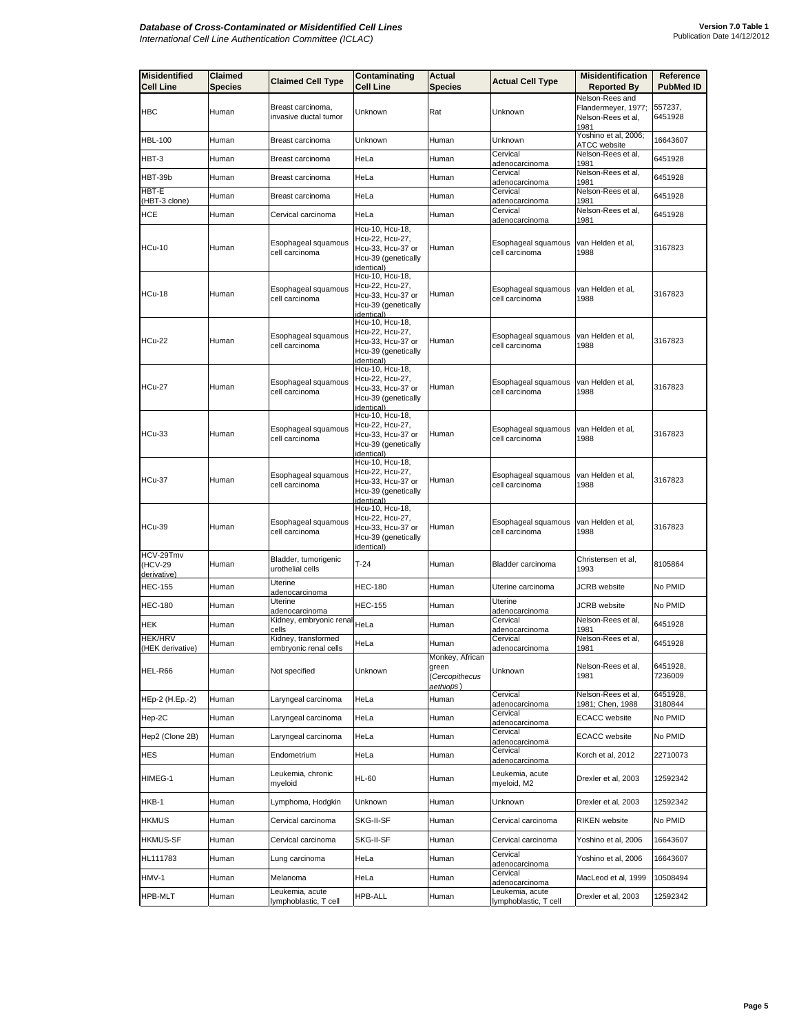| Misidentified Cell Line | Claimed Species | Claimed Cell Type | Contaminating Cell Line | Actual Species | Actual Cell Type | Misidentification Reported By | Reference PubMed ID |
|---|---|---|---|---|---|---|---|
| HBC | Human | Breast carcinoma, invasive ductal tumor | Unknown | Rat | Unknown | Nelson-Rees and Flandermeyer, 1977; Nelson-Rees et al, 1981 | 557237, 6451928 |
| HBL-100 | Human | Breast carcinoma | Unknown | Human | Unknown | Yoshino et al, 2006; ATCC website | 16643607 |
| HBT-3 | Human | Breast carcinoma | HeLa | Human | Cervical adenocarcinoma | Nelson-Rees et al, 1981 | 6451928 |
| HBT-39b | Human | Breast carcinoma | HeLa | Human | Cervical adenocarcinoma | Nelson-Rees et al, 1981 | 6451928 |
| HBT-E (HBT-3 clone) | Human | Breast carcinoma | HeLa | Human | Cervical adenocarcinoma | Nelson-Rees et al, 1981 | 6451928 |
| HCE | Human | Cervical carcinoma | HeLa | Human | Cervical adenocarcinoma | Nelson-Rees et al, 1981 | 6451928 |
| HCu-10 | Human | Esophageal squamous cell carcinoma | Hcu-10, Hcu-18, Hcu-22, Hcu-27, Hcu-33, Hcu-37 or Hcu-39 (genetically identical) | Human | Esophageal squamous cell carcinoma | van Helden et al, 1988 | 3167823 |
| HCu-18 | Human | Esophageal squamous cell carcinoma | Hcu-10, Hcu-18, Hcu-22, Hcu-27, Hcu-33, Hcu-37 or Hcu-39 (genetically identical) | Human | Esophageal squamous cell carcinoma | van Helden et al, 1988 | 3167823 |
| HCu-22 | Human | Esophageal squamous cell carcinoma | Hcu-10, Hcu-18, Hcu-22, Hcu-27, Hcu-33, Hcu-37 or Hcu-39 (genetically identical) | Human | Esophageal squamous cell carcinoma | van Helden et al, 1988 | 3167823 |
| HCu-27 | Human | Esophageal squamous cell carcinoma | Hcu-10, Hcu-18, Hcu-22, Hcu-27, Hcu-33, Hcu-37 or Hcu-39 (genetically identical) | Human | Esophageal squamous cell carcinoma | van Helden et al, 1988 | 3167823 |
| HCu-33 | Human | Esophageal squamous cell carcinoma | Hcu-10, Hcu-18, Hcu-22, Hcu-27, Hcu-33, Hcu-37 or Hcu-39 (genetically identical) | Human | Esophageal squamous cell carcinoma | van Helden et al, 1988 | 3167823 |
| HCu-37 | Human | Esophageal squamous cell carcinoma | Hcu-10, Hcu-18, Hcu-22, Hcu-27, Hcu-33, Hcu-37 or Hcu-39 (genetically identical) | Human | Esophageal squamous cell carcinoma | van Helden et al, 1988 | 3167823 |
| HCu-39 | Human | Esophageal squamous cell carcinoma | Hcu-10, Hcu-18, Hcu-22, Hcu-27, Hcu-33, Hcu-37 or Hcu-39 (genetically identical) | Human | Esophageal squamous cell carcinoma | van Helden et al, 1988 | 3167823 |
| HCV-29Tmv (HCV-29 derivative) | Human | Bladder, tumorigenic urothelial cells | T-24 | Human | Bladder carcinoma | Christensen et al, 1993 | 8105864 |
| HEC-155 | Human | Uterine adenocarcinoma | HEC-180 | Human | Uterine carcinoma | JCRB website | No PMID |
| HEC-180 | Human | Uterine adenocarcinoma | HEC-155 | Human | Uterine adenocarcinoma | JCRB website | No PMID |
| HEK | Human | Kidney, embryonic renal cells | HeLa | Human | Cervical adenocarcinoma | Nelson-Rees et al, 1981 | 6451928 |
| HEK/HRV (HEK derivative) | Human | Kidney, transformed embryonic renal cells | HeLa | Human | Cervical adenocarcinoma | Nelson-Rees et al, 1981 | 6451928 |
| HEL-R66 | Human | Not specified | Unknown | Monkey, African green (*Cercopithecus aethiops*) | Unknown | Nelson-Rees et al, 1981 | 6451928, 7236009 |
| HEp-2 (H.Ep.-2) | Human | Laryngeal carcinoma | HeLa | Human | Cervical adenocarcinoma | Nelson-Rees et al, 1981; Chen, 1988 | 6451928, 3180844 |
| Hep-2C | Human | Laryngeal carcinoma | HeLa | Human | Cervical adenocarcinoma | ECACC website | No PMID |
| Hep2 (Clone 2B) | Human | Laryngeal carcinoma | HeLa | Human | Cervical adenocarcinoma | ECACC website | No PMID |
| HES | Human | Endometrium | HeLa | Human | Cervical adenocarcinoma | Korch et al, 2012 | 22710073 |
| HIMEG-1 | Human | Leukemia, chronic myeloid | HL-60 | Human | Leukemia, acute myeloid, M2 | Drexler et al, 2003 | 12592342 |
| HKB-1 | Human | Lymphoma, Hodgkin | Unknown | Human | Unknown | Drexler et al, 2003 | 12592342 |
| HKMUS | Human | Cervical carcinoma | SKG-II-SF | Human | Cervical carcinoma | RIKEN website | No PMID |
| HKMUS-SF | Human | Cervical carcinoma | SKG-II-SF | Human | Cervical carcinoma | Yoshino et al, 2006 | 16643607 |
| HL111783 | Human | Lung carcinoma | HeLa | Human | Cervical adenocarcinoma | Yoshino et al, 2006 | 16643607 |
| HMV-1 | Human | Melanoma | HeLa | Human | Cervical adenocarcinoma | MacLeod et al, 1999 | 10508494 |
| HPB-MLT | Human | Leukemia, acute lymphoblastic, T cell | HPB-ALL | Human | Leukemia, acute lymphoblastic, T cell | Drexler et al, 2003 | 12592342 |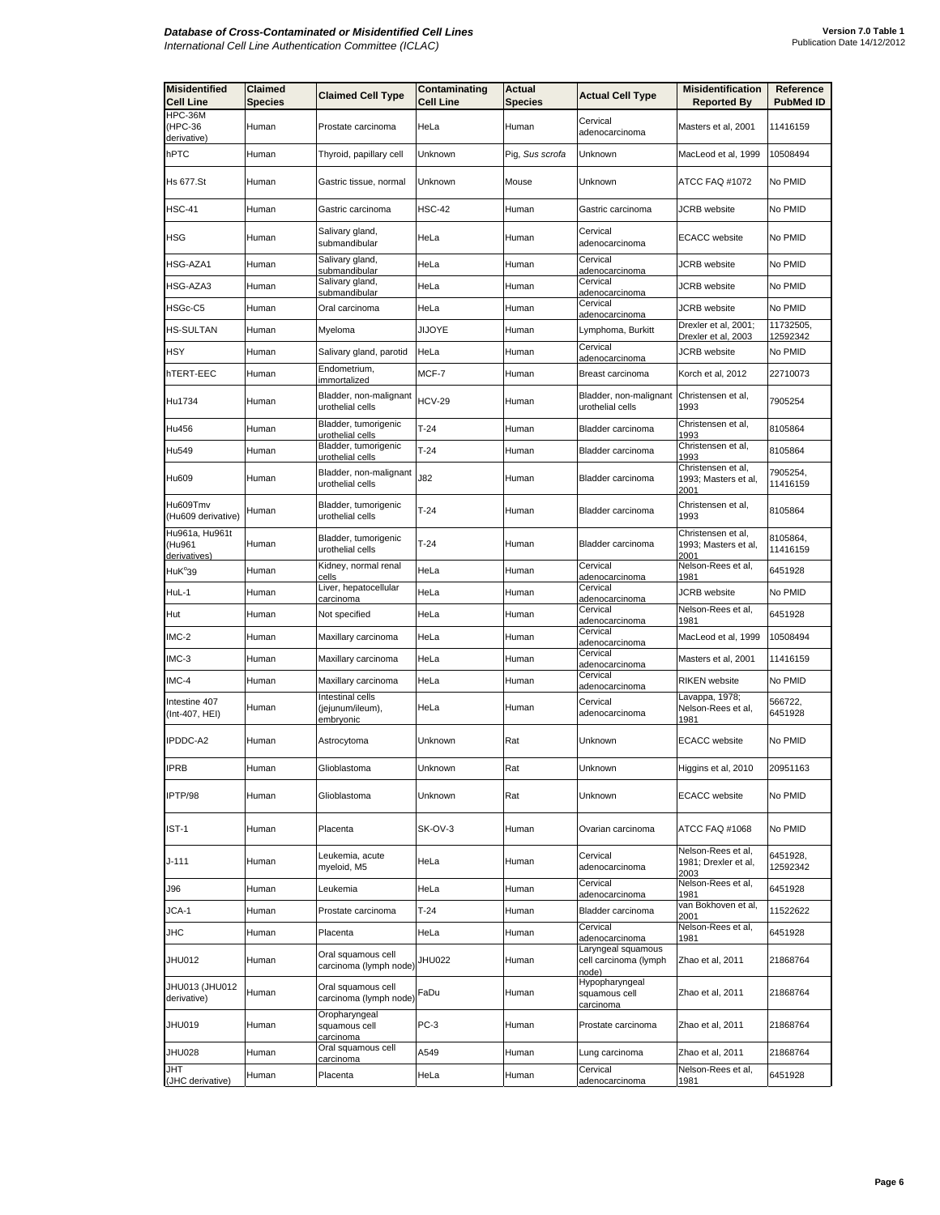| Misidentified Cell Line | Claimed Species | Claimed Cell Type | Contaminating Cell Line | Actual Species | Actual Cell Type | Misidentification Reported By | Reference PubMed ID |
|---|---|---|---|---|---|---|---|
| HPC-36M (HPC-36 derivative) | Human | Prostate carcinoma | HeLa | Human | Cervical adenocarcinoma | Masters et al, 2001 | 11416159 |
| hPTC | Human | Thyroid, papillary cell | Unknown | Pig, *Sus scrofa* | Unknown | MacLeod et al, 1999 | 10508494 |
| Hs 677.St | Human | Gastric tissue, normal | Unknown | Mouse | Unknown | ATCC FAQ #1072 | No PMID |
| HSC-41 | Human | Gastric carcinoma | HSC-42 | Human | Gastric carcinoma | JCRB website | No PMID |
| HSG | Human | Salivary gland, submandibular | HeLa | Human | Cervical adenocarcinoma | ECACC website | No PMID |
| HSG-AZA1 | Human | Salivary gland, submandibular | HeLa | Human | Cervical adenocarcinoma | JCRB website | No PMID |
| HSG-AZA3 | Human | Salivary gland, submandibular | HeLa | Human | Cervical adenocarcinoma | JCRB website | No PMID |
| HSGc-C5 | Human | Oral carcinoma | HeLa | Human | Cervical adenocarcinoma | JCRB website | No PMID |
| HS-SULTAN | Human | Myeloma | JIJOYE | Human | Lymphoma, Burkitt | Drexler et al, 2001; Drexler et al, 2003 | 11732505, 12592342 |
| HSY | Human | Salivary gland, parotid | HeLa | Human | Cervical adenocarcinoma | JCRB website | No PMID |
| hTERT-EEC | Human | Endometrium, immortalized | MCF-7 | Human | Breast carcinoma | Korch et al, 2012 | 22710073 |
| Hu1734 | Human | Bladder, non-malignant urothelial cells | HCV-29 | Human | Bladder, non-malignant urothelial cells | Christensen et al, 1993 | 7905254 |
| Hu456 | Human | Bladder, tumorigenic urothelial cells | T-24 | Human | Bladder carcinoma | Christensen et al, 1993 | 8105864 |
| Hu549 | Human | Bladder, tumorigenic urothelial cells | T-24 | Human | Bladder carcinoma | Christensen et al, 1993 | 8105864 |
| Hu609 | Human | Bladder, non-malignant urothelial cells | J82 | Human | Bladder carcinoma | Christensen et al, 1993; Masters et al, 2001 | 7905254, 11416159 |
| Hu609Tmv (Hu609 derivative) | Human | Bladder, tumorigenic urothelial cells | T-24 | Human | Bladder carcinoma | Christensen et al, 1993 | 8105864 |
| Hu961a, Hu961t (Hu961 derivatives) | Human | Bladder, tumorigenic urothelial cells | T-24 | Human | Bladder carcinoma | Christensen et al, 1993; Masters et al, 2001 | 8105864, 11416159 |
| HuK$^{o}$39 | Human | Kidney, normal renal cells | HeLa | Human | Cervical adenocarcinoma | Nelson-Rees et al, 1981 | 6451928 |
| HuL-1 | Human | Liver, hepatocellular carcinoma | HeLa | Human | Cervical adenocarcinoma | JCRB website | No PMID |
| Hut | Human | Not specified | HeLa | Human | Cervical adenocarcinoma | Nelson-Rees et al, 1981 | 6451928 |
| IMC-2 | Human | Maxillary carcinoma | HeLa | Human | Cervical adenocarcinoma | MacLeod et al, 1999 | 10508494 |
| IMC-3 | Human | Maxillary carcinoma | HeLa | Human | Cervical adenocarcinoma | Masters et al, 2001 | 11416159 |
| IMC-4 | Human | Maxillary carcinoma | HeLa | Human | Cervical adenocarcinoma | RIKEN website | No PMID |
| Intestine 407 (Int-407, HEI) | Human | Intestinal cells (jejunum/ileum), embryonic | HeLa | Human | Cervical adenocarcinoma | Lavappa, 1978; Nelson-Rees et al, 1981 | 566722, 6451928 |
| IPDDC-A2 | Human | Astrocytoma | Unknown | Rat | Unknown | ECACC website | No PMID |
| IPRB | Human | Glioblastoma | Unknown | Rat | Unknown | Higgins et al, 2010 | 20951163 |
| IPTP/98 | Human | Glioblastoma | Unknown | Rat | Unknown | ECACC website | No PMID |
| IST-1 | Human | Placenta | SK-OV-3 | Human | Ovarian carcinoma | ATCC FAQ #1068 | No PMID |
| J-111 | Human | Leukemia, acute myeloid, M5 | HeLa | Human | Cervical adenocarcinoma | Nelson-Rees et al, 1981; Drexler et al, 2003 | 6451928, 12592342 |
| J96 | Human | Leukemia | HeLa | Human | Cervical adenocarcinoma | Nelson-Rees et al, 1981 | 6451928 |
| JCA-1 | Human | Prostate carcinoma | T-24 | Human | Bladder carcinoma | van Bokhoven et al, 2001 | 11522622 |
| JHC | Human | Placenta | HeLa | Human | Cervical adenocarcinoma | Nelson-Rees et al, 1981 | 6451928 |
| JHU012 | Human | Oral squamous cell carcinoma (lymph node) | JHU022 | Human | Laryngeal squamous cell carcinoma (lymph node) | Zhao et al, 2011 | 21868764 |
| JHU013 (JHU012 derivative) | Human | Oral squamous cell carcinoma (lymph node) | FaDu | Human | Hypopharyngeal squamous cell carcinoma | Zhao et al, 2011 | 21868764 |
| JHU019 | Human | Oropharyngeal squamous cell carcinoma | PC-3 | Human | Prostate carcinoma | Zhao et al, 2011 | 21868764 |
| JHU028 | Human | Oral squamous cell carcinoma | A549 | Human | Lung carcinoma | Zhao et al, 2011 | 21868764 |
| JHT (JHC derivative) | Human | Placenta | HeLa | Human | Cervical adenocarcinoma | Nelson-Rees et al, 1981 | 6451928 |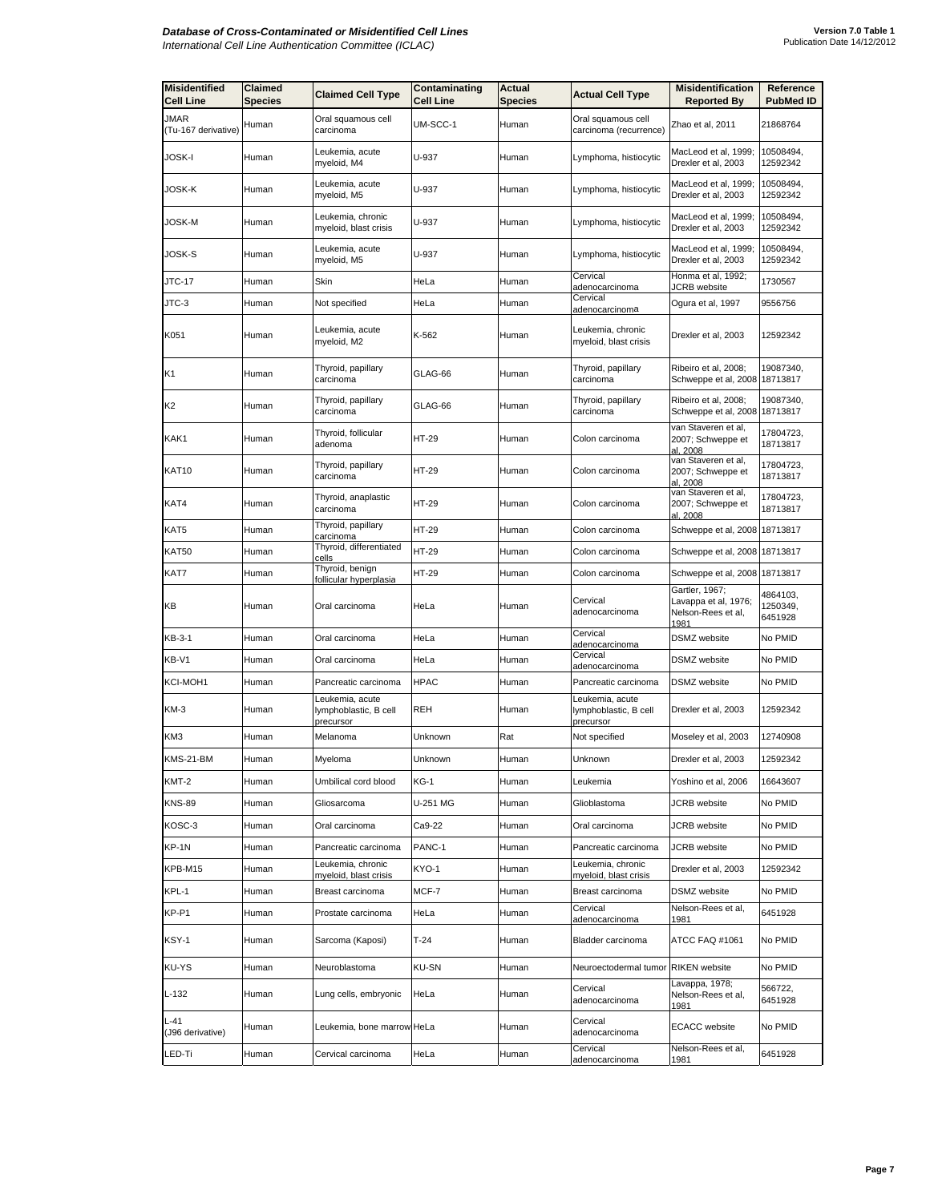| Misidentified Cell Line | Claimed Species | Claimed Cell Type | Contaminating Cell Line | Actual Species | Actual Cell Type | Misidentification Reported By | Reference PubMed ID |
|---|---|---|---|---|---|---|---|
| JMAR (Tu-167 derivative) | Human | Oral squamous cell carcinoma | UM-SCC-1 | Human | Oral squamous cell carcinoma (recurrence) | Zhao et al, 2011 | 21868764 |
| JOSK-I | Human | Leukemia, acute myeloid, M4 | U-937 | Human | Lymphoma, histiocytic | MacLeod et al, 1999; Drexler et al, 2003 | 10508494, 12592342 |
| JOSK-K | Human | Leukemia, acute myeloid, M5 | U-937 | Human | Lymphoma, histiocytic | MacLeod et al, 1999; Drexler et al, 2003 | 10508494, 12592342 |
| JOSK-M | Human | Leukemia, chronic myeloid, blast crisis | U-937 | Human | Lymphoma, histiocytic | MacLeod et al, 1999; Drexler et al, 2003 | 10508494, 12592342 |
| JOSK-S | Human | Leukemia, acute myeloid, M5 | U-937 | Human | Lymphoma, histiocytic | MacLeod et al, 1999; Drexler et al, 2003 | 10508494, 12592342 |
| JTC-17 | Human | Skin | HeLa | Human | Cervical adenocarcinoma | Honma et al, 1992; JCRB website | 1730567 |
| JTC-3 | Human | Not specified | HeLa | Human | Cervical adenocarcinoma | Ogura et al, 1997 | 9556756 |
| K051 | Human | Leukemia, acute myeloid, M2 | K-562 | Human | Leukemia, chronic myeloid, blast crisis | Drexler et al, 2003 | 12592342 |
| K1 | Human | Thyroid, papillary carcinoma | GLAG-66 | Human | Thyroid, papillary carcinoma | Ribeiro et al, 2008; Schweppe et al, 2008 | 19087340, 18713817 |
| K2 | Human | Thyroid, papillary carcinoma | GLAG-66 | Human | Thyroid, papillary carcinoma | Ribeiro et al, 2008; Schweppe et al, 2008 | 19087340, 18713817 |
| KAK1 | Human | Thyroid, follicular adenoma | HT-29 | Human | Colon carcinoma | van Staveren et al, 2007; Schweppe et al, 2008 | 17804723, 18713817 |
| KAT10 | Human | Thyroid, papillary carcinoma | HT-29 | Human | Colon carcinoma | van Staveren et al, 2007; Schweppe et al, 2008 | 17804723, 18713817 |
| KAT4 | Human | Thyroid, anaplastic carcinoma | HT-29 | Human | Colon carcinoma | van Staveren et al, 2007; Schweppe et al, 2008 | 17804723, 18713817 |
| KAT5 | Human | Thyroid, papillary carcinoma | HT-29 | Human | Colon carcinoma | Schweppe et al, 2008 | 18713817 |
| KAT50 | Human | Thyroid, differentiated cells | HT-29 | Human | Colon carcinoma | Schweppe et al, 2008 | 18713817 |
| KAT7 | Human | Thyroid, benign follicular hyperplasia | HT-29 | Human | Colon carcinoma | Schweppe et al, 2008 | 18713817 |
| KB | Human | Oral carcinoma | HeLa | Human | Cervical adenocarcinoma | Gartler, 1967; Lavappa et al, 1976; Nelson-Rees et al, 1981 | 4864103, 1250349, 6451928 |
| KB-3-1 | Human | Oral carcinoma | HeLa | Human | Cervical adenocarcinoma | DSMZ website | No PMID |
| KB-V1 | Human | Oral carcinoma | HeLa | Human | Cervical adenocarcinoma | DSMZ website | No PMID |
| KCI-MOH1 | Human | Pancreatic carcinoma | HPAC | Human | Pancreatic carcinoma | DSMZ website | No PMID |
| KM-3 | Human | Leukemia, acute lymphoblastic, B cell precursor | REH | Human | Leukemia, acute lymphoblastic, B cell precursor | Drexler et al, 2003 | 12592342 |
| KM3 | Human | Melanoma | Unknown | Rat | Not specified | Moseley et al, 2003 | 12740908 |
| KMS-21-BM | Human | Myeloma | Unknown | Human | Unknown | Drexler et al, 2003 | 12592342 |
| KMT-2 | Human | Umbilical cord blood | KG-1 | Human | Leukemia | Yoshino et al, 2006 | 16643607 |
| KNS-89 | Human | Gliosarcoma | U-251 MG | Human | Glioblastoma | JCRB website | No PMID |
| KOSC-3 | Human | Oral carcinoma | Ca9-22 | Human | Oral carcinoma | JCRB website | No PMID |
| KP-1N | Human | Pancreatic carcinoma | PANC-1 | Human | Pancreatic carcinoma | JCRB website | No PMID |
| KPB-M15 | Human | Leukemia, chronic myeloid, blast crisis | KYO-1 | Human | Leukemia, chronic myeloid, blast crisis | Drexler et al, 2003 | 12592342 |
| KPL-1 | Human | Breast carcinoma | MCF-7 | Human | Breast carcinoma | DSMZ website | No PMID |
| KP-P1 | Human | Prostate carcinoma | HeLa | Human | Cervical adenocarcinoma | Nelson-Rees et al, 1981 | 6451928 |
| KSY-1 | Human | Sarcoma (Kaposi) | T-24 | Human | Bladder carcinoma | ATCC FAQ #1061 | No PMID |
| KU-YS | Human | Neuroblastoma | KU-SN | Human | Neuroectodermal tumor | RIKEN website | No PMID |
| L-132 | Human | Lung cells, embryonic | HeLa | Human | Cervical adenocarcinoma | Lavappa, 1978; Nelson-Rees et al, 1981 | 566722, 6451928 |
| L-41 (J96 derivative) | Human | Leukemia, bone marrow | HeLa | Human | Cervical adenocarcinoma | ECACC website | No PMID |
| LED-Ti | Human | Cervical carcinoma | HeLa | Human | Cervical adenocarcinoma | Nelson-Rees et al, 1981 | 6451928 |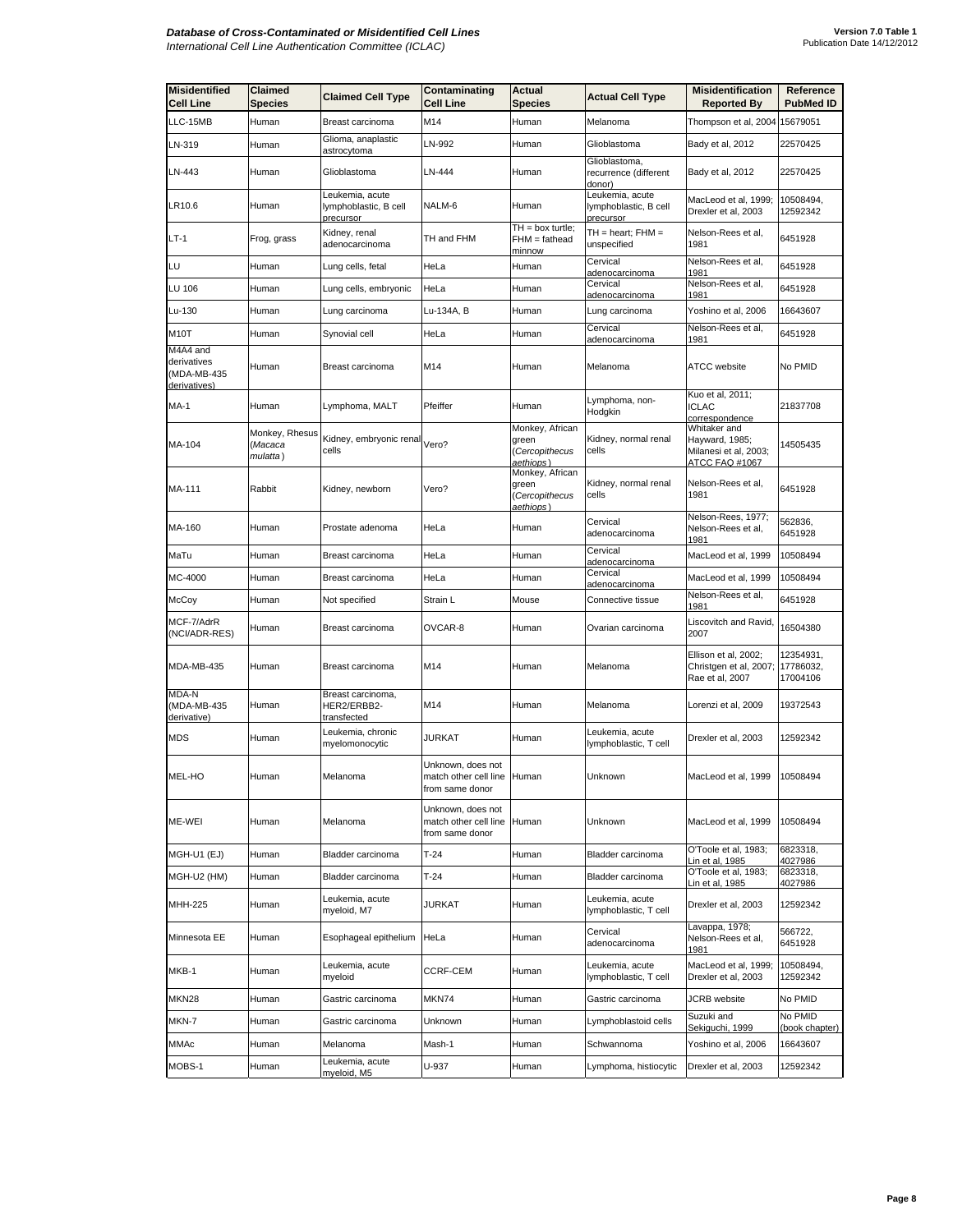| Misidentified Cell Line | Claimed Species | Claimed Cell Type | Contaminating Cell Line | Actual Species | Actual Cell Type | Misidentification Reported By | Reference PubMed ID |
|---|---|---|---|---|---|---|---|
| LLC-15MB | Human | Breast carcinoma | M14 | Human | Melanoma | Thompson et al, 2004 | 15679051 |
| LN-319 | Human | Glioma, anaplastic astrocytoma | LN-992 | Human | Glioblastoma | Bady et al, 2012 | 22570425 |
| LN-443 | Human | Glioblastoma | LN-444 | Human | Glioblastoma, recurrence (different donor) | Bady et al, 2012 | 22570425 |
| LR10.6 | Human | Leukemia, acute lymphoblastic, B cell precursor | NALM-6 | Human | Leukemia, acute lymphoblastic, B cell precursor | MacLeod et al, 1999; Drexler et al, 2003 | 10508494, 12592342 |
| LT-1 | Frog, grass | Kidney, renal adenocarcinoma | TH and FHM | TH = box turtle; FHM = fathead minnow | TH = heart; FHM = unspecified | Nelson-Rees et al, 1981 | 6451928 |
| LU | Human | Lung cells, fetal | HeLa | Human | Cervical adenocarcinoma | Nelson-Rees et al, 1981 | 6451928 |
| LU 106 | Human | Lung cells, embryonic | HeLa | Human | Cervical adenocarcinoma | Nelson-Rees et al, 1981 | 6451928 |
| Lu-130 | Human | Lung carcinoma | Lu-134A, B | Human | Lung carcinoma | Yoshino et al, 2006 | 16643607 |
| M10T | Human | Synovial cell | HeLa | Human | Cervical adenocarcinoma | Nelson-Rees et al, 1981 | 6451928 |
| M4A4 and derivatives (MDA-MB-435 derivatives) | Human | Breast carcinoma | M14 | Human | Melanoma | ATCC website | No PMID |
| MA-1 | Human | Lymphoma, MALT | Pfeiffer | Human | Lymphoma, non-Hodgkin | Kuo et al, 2011; ICLAC correspondence | 21837708 |
| MA-104 | Monkey, Rhesus (*Macaca mulatta*) | Kidney, embryonic renal cells | Vero? | Monkey, African green (*Cercopithecus aethiops*) | Kidney, normal renal cells | Whitaker and Hayward, 1985; Milanesi et al, 2003; ATCC FAQ #1067 | 14505435 |
| MA-111 | Rabbit | Kidney, newborn | Vero? | Monkey, African green (*Cercopithecus aethiops*) | Kidney, normal renal cells | Nelson-Rees et al, 1981 | 6451928 |
| MA-160 | Human | Prostate adenoma | HeLa | Human | Cervical adenocarcinoma | Nelson-Rees, 1977; Nelson-Rees et al, 1981 | 562836, 6451928 |
| MaTu | Human | Breast carcinoma | HeLa | Human | Cervical adenocarcinoma | MacLeod et al, 1999 | 10508494 |
| MC-4000 | Human | Breast carcinoma | HeLa | Human | Cervical adenocarcinoma | MacLeod et al, 1999 | 10508494 |
| McCoy | Human | Not specified | Strain L | Mouse | Connective tissue | Nelson-Rees et al, 1981 | 6451928 |
| MCF-7/AdrR (NCI/ADR-RES) | Human | Breast carcinoma | OVCAR-8 | Human | Ovarian carcinoma | Liscovitch and Ravid, 2007 | 16504380 |
| MDA-MB-435 | Human | Breast carcinoma | M14 | Human | Melanoma | Ellison et al, 2002; Christgen et al, 2007; Rae et al, 2007 | 12354931, 17786032, 17004106 |
| MDA-N (MDA-MB-435 derivative) | Human | Breast carcinoma, HER2/ERBB2-transfected | M14 | Human | Melanoma | Lorenzi et al, 2009 | 19372543 |
| MDS | Human | Leukemia, chronic myelomonocytic | JURKAT | Human | Leukemia, acute lymphoblastic, T cell | Drexler et al, 2003 | 12592342 |
| MEL-HO | Human | Melanoma | Unknown, does not match other cell line from same donor | Human | Unknown | MacLeod et al, 1999 | 10508494 |
| ME-WEI | Human | Melanoma | Unknown, does not match other cell line from same donor | Human | Unknown | MacLeod et al, 1999 | 10508494 |
| MGH-U1 (EJ) | Human | Bladder carcinoma | T-24 | Human | Bladder carcinoma | O'Toole et al, 1983; Lin et al, 1985 | 6823318, 4027986 |
| MGH-U2 (HM) | Human | Bladder carcinoma | T-24 | Human | Bladder carcinoma | O'Toole et al, 1983; Lin et al, 1985 | 6823318, 4027986 |
| MHH-225 | Human | Leukemia, acute myeloid, M7 | JURKAT | Human | Leukemia, acute lymphoblastic, T cell | Drexler et al, 2003 | 12592342 |
| Minnesota EE | Human | Esophageal epithelium | HeLa | Human | Cervical adenocarcinoma | Lavappa, 1978; Nelson-Rees et al, 1981 | 566722, 6451928 |
| MKB-1 | Human | Leukemia, acute myeloid | CCRF-CEM | Human | Leukemia, acute lymphoblastic, T cell | MacLeod et al, 1999; Drexler et al, 2003 | 10508494, 12592342 |
| MKN28 | Human | Gastric carcinoma | MKN74 | Human | Gastric carcinoma | JCRB website | No PMID |
| MKN-7 | Human | Gastric carcinoma | Unknown | Human | Lymphoblastoid cells | Suzuki and Sekiguchi, 1999 | No PMID (book chapter) |
| MMAc | Human | Melanoma | Mash-1 | Human | Schwannoma | Yoshino et al, 2006 | 16643607 |
| MOBS-1 | Human | Leukemia, acute myeloid, M5 | U-937 | Human | Lymphoma, histiocytic | Drexler et al, 2003 | 12592342 |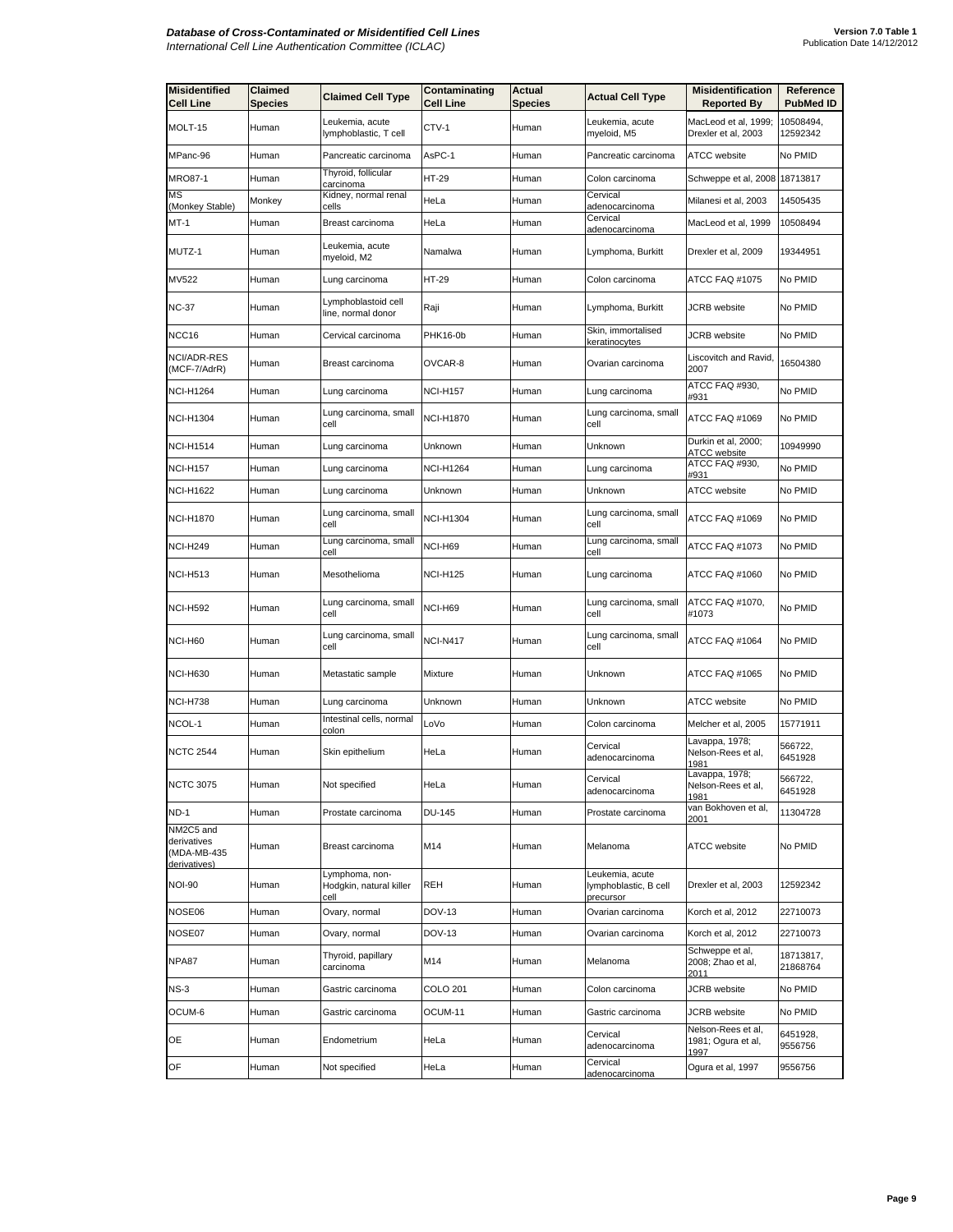| Misidentified Cell Line | Claimed Species | Claimed Cell Type | Contaminating Cell Line | Actual Species | Actual Cell Type | Misidentification Reported By | Reference PubMed ID |
|---|---|---|---|---|---|---|---|
| MOLT-15 | Human | Leukemia, acute lymphoblastic, T cell | CTV-1 | Human | Leukemia, acute myeloid, M5 | MacLeod et al, 1999; Drexler et al, 2003 | 10508494, 12592342 |
| MPanc-96 | Human | Pancreatic carcinoma | AsPC-1 | Human | Pancreatic carcinoma | ATCC website | No PMID |
| MRO87-1 | Human | Thyroid, follicular carcinoma | HT-29 | Human | Colon carcinoma | Schweppe et al, 2008 | 18713817 |
| MS (Monkey Stable) | Monkey | Kidney, normal renal cells | HeLa | Human | Cervical adenocarcinoma | Milanesi et al, 2003 | 14505435 |
| MT-1 | Human | Breast carcinoma | HeLa | Human | Cervical adenocarcinoma | MacLeod et al, 1999 | 10508494 |
| MUTZ-1 | Human | Leukemia, acute myeloid, M2 | Namalwa | Human | Lymphoma, Burkitt | Drexler et al, 2009 | 19344951 |
| MV522 | Human | Lung carcinoma | HT-29 | Human | Colon carcinoma | ATCC FAQ #1075 | No PMID |
| NC-37 | Human | Lymphoblastoid cell line, normal donor | Raji | Human | Lymphoma, Burkitt | JCRB website | No PMID |
| NCC16 | Human | Cervical carcinoma | PHK16-0b | Human | Skin, immortalised keratinocytes | JCRB website | No PMID |
| NCI/ADR-RES (MCF-7/AdrR) | Human | Breast carcinoma | OVCAR-8 | Human | Ovarian carcinoma | Liscovitch and Ravid, 2007 | 16504380 |
| NCI-H1264 | Human | Lung carcinoma | NCI-H157 | Human | Lung carcinoma | ATCC FAQ #930, #931 | No PMID |
| NCI-H1304 | Human | Lung carcinoma, small cell | NCI-H1870 | Human | Lung carcinoma, small cell | ATCC FAQ #1069 | No PMID |
| NCI-H1514 | Human | Lung carcinoma | Unknown | Human | Unknown | Durkin et al, 2000; ATCC website | 10949990 |
| NCI-H157 | Human | Lung carcinoma | NCI-H1264 | Human | Lung carcinoma | ATCC FAQ #930, #931 | No PMID |
| NCI-H1622 | Human | Lung carcinoma | Unknown | Human | Unknown | ATCC website | No PMID |
| NCI-H1870 | Human | Lung carcinoma, small cell | NCI-H1304 | Human | Lung carcinoma, small cell | ATCC FAQ #1069 | No PMID |
| NCI-H249 | Human | Lung carcinoma, small cell | NCI-H69 | Human | Lung carcinoma, small cell | ATCC FAQ #1073 | No PMID |
| NCI-H513 | Human | Mesothelioma | NCI-H125 | Human | Lung carcinoma | ATCC FAQ #1060 | No PMID |
| NCI-H592 | Human | Lung carcinoma, small cell | NCI-H69 | Human | Lung carcinoma, small cell | ATCC FAQ #1070, #1073 | No PMID |
| NCI-H60 | Human | Lung carcinoma, small cell | NCI-N417 | Human | Lung carcinoma, small cell | ATCC FAQ #1064 | No PMID |
| NCI-H630 | Human | Metastatic sample | Mixture | Human | Unknown | ATCC FAQ #1065 | No PMID |
| NCI-H738 | Human | Lung carcinoma | Unknown | Human | Unknown | ATCC website | No PMID |
| NCOL-1 | Human | Intestinal cells, normal colon | LoVo | Human | Colon carcinoma | Melcher et al, 2005 | 15771911 |
| NCTC 2544 | Human | Skin epithelium | HeLa | Human | Cervical adenocarcinoma | Lavappa, 1978; Nelson-Rees et al, 1981 | 566722, 6451928 |
| NCTC 3075 | Human | Not specified | HeLa | Human | Cervical adenocarcinoma | Lavappa, 1978; Nelson-Rees et al, 1981 | 566722, 6451928 |
| ND-1 | Human | Prostate carcinoma | DU-145 | Human | Prostate carcinoma | van Bokhoven et al, 2001 | 11304728 |
| NM2C5 and derivatives (MDA-MB-435 derivatives) | Human | Breast carcinoma | M14 | Human | Melanoma | ATCC website | No PMID |
| NOI-90 | Human | Lymphoma, non-Hodgkin, natural killer cell | REH | Human | Leukemia, acute lymphoblastic, B cell precursor | Drexler et al, 2003 | 12592342 |
| NOSE06 | Human | Ovary, normal | DOV-13 | Human | Ovarian carcinoma | Korch et al, 2012 | 22710073 |
| NOSE07 | Human | Ovary, normal | DOV-13 | Human | Ovarian carcinoma | Korch et al, 2012 | 22710073 |
| NPA87 | Human | Thyroid, papillary carcinoma | M14 | Human | Melanoma | Schweppe et al, 2008; Zhao et al, 2011 | 18713817, 21868764 |
| NS-3 | Human | Gastric carcinoma | COLO 201 | Human | Colon carcinoma | JCRB website | No PMID |
| OCUM-6 | Human | Gastric carcinoma | OCUM-11 | Human | Gastric carcinoma | JCRB website | No PMID |
| OE | Human | Endometrium | HeLa | Human | Cervical adenocarcinoma | Nelson-Rees et al, 1981; Ogura et al, 1997 | 6451928, 9556756 |
| OF | Human | Not specified | HeLa | Human | Cervical adenocarcinoma | Ogura et al, 1997 | 9556756 |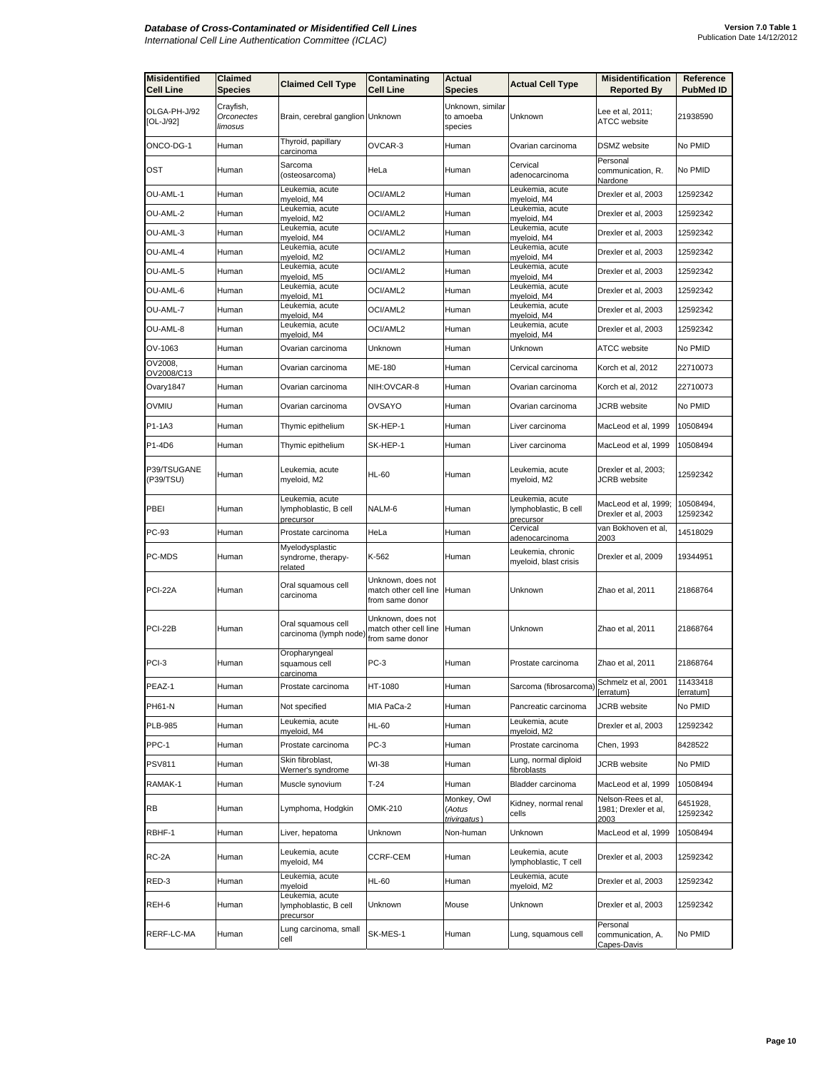| Misidentified Cell Line | Claimed Species | Claimed Cell Type | Contaminating Cell Line | Actual Species | Actual Cell Type | Misidentification Reported By | Reference PubMed ID |
|---|---|---|---|---|---|---|---|
| OLGA-PH-J/92 [OL-J/92] | Crayfish, *Orconectes limosus* | Brain, cerebral ganglion | Unknown | Unknown, similar to amoeba species | Unknown | Lee et al, 2011; ATCC website | 21938590 |
| ONCO-DG-1 | Human | Thyroid, papillary carcinoma | OVCAR-3 | Human | Ovarian carcinoma | DSMZ website | No PMID |
| OST | Human | Sarcoma (osteosarcoma) | HeLa | Human | Cervical adenocarcinoma | Personal communication, R. Nardone | No PMID |
| OU-AML-1 | Human | Leukemia, acute myeloid, M4 | OCI/AML2 | Human | Leukemia, acute myeloid, M4 | Drexler et al, 2003 | 12592342 |
| OU-AML-2 | Human | Leukemia, acute myeloid, M2 | OCI/AML2 | Human | Leukemia, acute myeloid, M4 | Drexler et al, 2003 | 12592342 |
| OU-AML-3 | Human | Leukemia, acute myeloid, M4 | OCI/AML2 | Human | Leukemia, acute myeloid, M4 | Drexler et al, 2003 | 12592342 |
| OU-AML-4 | Human | Leukemia, acute myeloid, M2 | OCI/AML2 | Human | Leukemia, acute myeloid, M4 | Drexler et al, 2003 | 12592342 |
| OU-AML-5 | Human | Leukemia, acute myeloid, M5 | OCI/AML2 | Human | Leukemia, acute myeloid, M4 | Drexler et al, 2003 | 12592342 |
| OU-AML-6 | Human | Leukemia, acute myeloid, M1 | OCI/AML2 | Human | Leukemia, acute myeloid, M4 | Drexler et al, 2003 | 12592342 |
| OU-AML-7 | Human | Leukemia, acute myeloid, M4 | OCI/AML2 | Human | Leukemia, acute myeloid, M4 | Drexler et al, 2003 | 12592342 |
| OU-AML-8 | Human | Leukemia, acute myeloid, M4 | OCI/AML2 | Human | Leukemia, acute myeloid, M4 | Drexler et al, 2003 | 12592342 |
| OV-1063 | Human | Ovarian carcinoma | Unknown | Human | Unknown | ATCC website | No PMID |
| OV2008, OV2008/C13 | Human | Ovarian carcinoma | ME-180 | Human | Cervical carcinoma | Korch et al, 2012 | 22710073 |
| Ovary1847 | Human | Ovarian carcinoma | NIH:OVCAR-8 | Human | Ovarian carcinoma | Korch et al, 2012 | 22710073 |
| OVMIU | Human | Ovarian carcinoma | OVSAYO | Human | Ovarian carcinoma | JCRB website | No PMID |
| P1-1A3 | Human | Thymic epithelium | SK-HEP-1 | Human | Liver carcinoma | MacLeod et al, 1999 | 10508494 |
| P1-4D6 | Human | Thymic epithelium | SK-HEP-1 | Human | Liver carcinoma | MacLeod et al, 1999 | 10508494 |
| P39/TSUGANE (P39/TSU) | Human | Leukemia, acute myeloid, M2 | HL-60 | Human | Leukemia, acute myeloid, M2 | Drexler et al, 2003; JCRB website | 12592342 |
| PBEI | Human | Leukemia, acute lymphoblastic, B cell precursor | NALM-6 | Human | Leukemia, acute lymphoblastic, B cell precursor | MacLeod et al, 1999; Drexler et al, 2003 | 10508494, 12592342 |
| PC-93 | Human | Prostate carcinoma | HeLa | Human | Cervical adenocarcinoma | van Bokhoven et al, 2003 | 14518029 |
| PC-MDS | Human | Myelodysplastic syndrome, therapy-related | K-562 | Human | Leukemia, chronic myeloid, blast crisis | Drexler et al, 2009 | 19344951 |
| PCI-22A | Human | Oral squamous cell carcinoma | Unknown, does not match other cell line from same donor | Human | Unknown | Zhao et al, 2011 | 21868764 |
| PCI-22B | Human | Oral squamous cell carcinoma (lymph node) | Unknown, does not match other cell line from same donor | Human | Unknown | Zhao et al, 2011 | 21868764 |
| PCI-3 | Human | Oropharyngeal squamous cell carcinoma | PC-3 | Human | Prostate carcinoma | Zhao et al, 2011 | 21868764 |
| PEAZ-1 | Human | Prostate carcinoma | HT-1080 | Human | Sarcoma (fibrosarcoma) | Schmelz et al, 2001 [erratum] | 11433418 [erratum] |
| PH61-N | Human | Not specified | MIA PaCa-2 | Human | Pancreatic carcinoma | JCRB website | No PMID |
| PLB-985 | Human | Leukemia, acute myeloid, M4 | HL-60 | Human | Leukemia, acute myeloid, M2 | Drexler et al, 2003 | 12592342 |
| PPC-1 | Human | Prostate carcinoma | PC-3 | Human | Prostate carcinoma | Chen, 1993 | 8428522 |
| PSV811 | Human | Skin fibroblast, Werner's syndrome | WI-38 | Human | Lung, normal diploid fibroblasts | JCRB website | No PMID |
| RAMAK-1 | Human | Muscle synovium | T-24 | Human | Bladder carcinoma | MacLeod et al, 1999 | 10508494 |
| RB | Human | Lymphoma, Hodgkin | OMK-210 | Monkey, Owl (*Aotus trivirgatus*) | Kidney, normal renal cells | Nelson-Rees et al, 1981; Drexler et al, 2003 | 6451928, 12592342 |
| RBHF-1 | Human | Liver, hepatoma | Unknown | Non-human | Unknown | MacLeod et al, 1999 | 10508494 |
| RC-2A | Human | Leukemia, acute myeloid, M4 | CCRF-CEM | Human | Leukemia, acute lymphoblastic, T cell | Drexler et al, 2003 | 12592342 |
| RED-3 | Human | Leukemia, acute myeloid | HL-60 | Human | Leukemia, acute myeloid, M2 | Drexler et al, 2003 | 12592342 |
| REH-6 | Human | Leukemia, acute lymphoblastic, B cell precursor | Unknown | Mouse | Unknown | Drexler et al, 2003 | 12592342 |
| RERF-LC-MA | Human | Lung carcinoma, small cell | SK-MES-1 | Human | Lung, squamous cell | Personal communication, A. Capes-Davis | No PMID |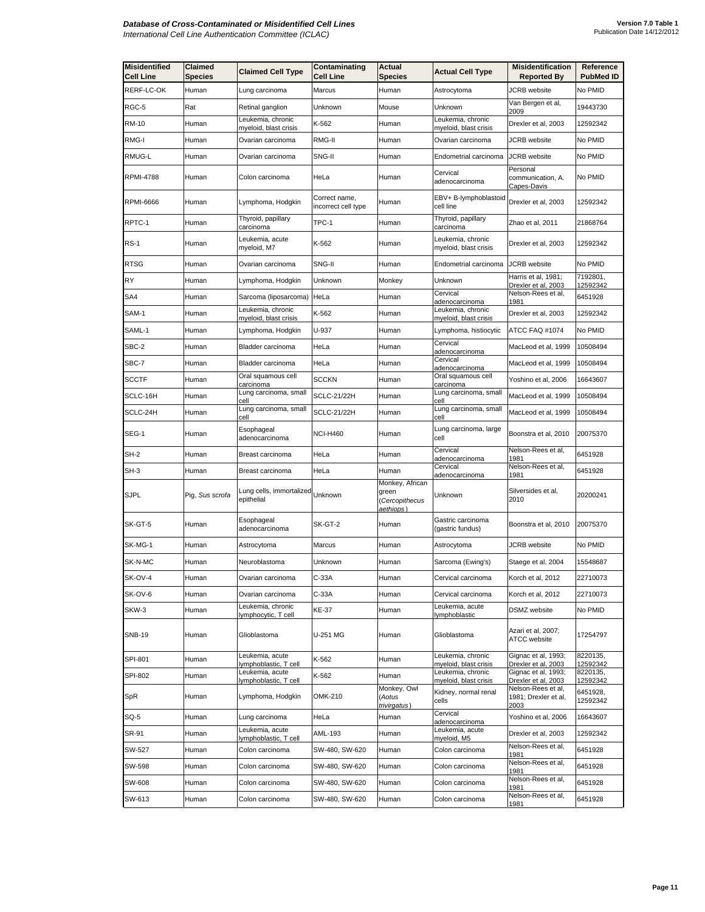| Misidentified Cell Line | Claimed Species | Claimed Cell Type | Contaminating Cell Line | Actual Species | Actual Cell Type | Misidentification Reported By | Reference PubMed ID |
|---|---|---|---|---|---|---|---|
| RERF-LC-OK | Human | Lung carcinoma | Marcus | Human | Astrocytoma | JCRB website | No PMID |
| RGC-5 | Rat | Retinal ganglion | Unknown | Mouse | Unknown | Van Bergen et al, 2009 | 19443730 |
| RM-10 | Human | Leukemia, chronic myeloid, blast crisis | K-562 | Human | Leukemia, chronic myeloid, blast crisis | Drexler et al, 2003 | 12592342 |
| RMG-I | Human | Ovarian carcinoma | RMG-II | Human | Ovarian carcinoma | JCRB website | No PMID |
| RMUG-L | Human | Ovarian carcinoma | SNG-II | Human | Endometrial carcinoma | JCRB website | No PMID |
| RPMI-4788 | Human | Colon carcinoma | HeLa | Human | Cervical adenocarcinoma | Personal communication, A. Capes-Davis | No PMID |
| RPMI-6666 | Human | Lymphoma, Hodgkin | Correct name, incorrect cell type | Human | EBV+ B-lymphoblastoid cell line | Drexler et al, 2003 | 12592342 |
| RPTC-1 | Human | Thyroid, papillary carcinoma | TPC-1 | Human | Thyroid, papillary carcinoma | Zhao et al, 2011 | 21868764 |
| RS-1 | Human | Leukemia, acute myeloid, M7 | K-562 | Human | Leukemia, chronic myeloid, blast crisis | Drexler et al, 2003 | 12592342 |
| RTSG | Human | Ovarian carcinoma | SNG-II | Human | Endometrial carcinoma | JCRB website | No PMID |
| RY | Human | Lymphoma, Hodgkin | Unknown | Monkey | Unknown | Harris et al, 1981; Drexler et al, 2003 | 7192801, 12592342 |
| SA4 | Human | Sarcoma (liposarcoma) | HeLa | Human | Cervical adenocarcinoma | Nelson-Rees et al, 1981 | 6451928 |
| SAM-1 | Human | Leukemia, chronic myeloid, blast crisis | K-562 | Human | Leukemia, chronic myeloid, blast crisis | Drexler et al, 2003 | 12592342 |
| SAML-1 | Human | Lymphoma, Hodgkin | U-937 | Human | Lymphoma, histiocytic | ATCC FAQ #1074 | No PMID |
| SBC-2 | Human | Bladder carcinoma | HeLa | Human | Cervical adenocarcinoma | MacLeod et al, 1999 | 10508494 |
| SBC-7 | Human | Bladder carcinoma | HeLa | Human | Cervical adenocarcinoma | MacLeod et al, 1999 | 10508494 |
| SCCTF | Human | Oral squamous cell carcinoma | SCCKN | Human | Oral squamous cell carcinoma | Yoshino et al, 2006 | 16643607 |
| SCLC-16H | Human | Lung carcinoma, small cell | SCLC-21/22H | Human | Lung carcinoma, small cell | MacLeod et al, 1999 | 10508494 |
| SCLC-24H | Human | Lung carcinoma, small cell | SCLC-21/22H | Human | Lung carcinoma, small cell | MacLeod et al, 1999 | 10508494 |
| SEG-1 | Human | Esophageal adenocarcinoma | NCI-H460 | Human | Lung carcinoma, large cell | Boonstra et al, 2010 | 20075370 |
| SH-2 | Human | Breast carcinoma | HeLa | Human | Cervical adenocarcinoma | Nelson-Rees et al, 1981 | 6451928 |
| SH-3 | Human | Breast carcinoma | HeLa | Human | Cervical adenocarcinoma | Nelson-Rees et al, 1981 | 6451928 |
| SJPL | Pig, *Sus scrofa* | Lung cells, immortalized epithelial | Unknown | Monkey, African green (*Cercopithecus aethiops*) | Unknown | Silversides et al, 2010 | 20200241 |
| SK-GT-5 | Human | Esophageal adenocarcinoma | SK-GT-2 | Human | Gastric carcinoma (gastric fundus) | Boonstra et al, 2010 | 20075370 |
| SK-MG-1 | Human | Astrocytoma | Marcus | Human | Astrocytoma | JCRB website | No PMID |
| SK-N-MC | Human | Neuroblastoma | Unknown | Human | Sarcoma (Ewing's) | Staege et al, 2004 | 15548687 |
| SK-OV-4 | Human | Ovarian carcinoma | C-33A | Human | Cervical carcinoma | Korch et al, 2012 | 22710073 |
| SK-OV-6 | Human | Ovarian carcinoma | C-33A | Human | Cervical carcinoma | Korch et al, 2012 | 22710073 |
| SKW-3 | Human | Leukemia, chronic lymphocytic, T cell | KE-37 | Human | Leukemia, acute lymphoblastic | DSMZ website | No PMID |
| SNB-19 | Human | Glioblastoma | U-251 MG | Human | Glioblastoma | Azari et al, 2007; ATCC website | 17254797 |
| SPI-801 | Human | Leukemia, acute lymphoblastic, T cell | K-562 | Human | Leukemia, chronic myeloid, blast crisis | Gignac et al, 1993; Drexler et al, 2003 | 8220135, 12592342 |
| SPI-802 | Human | Leukemia, acute lymphoblastic, T cell | K-562 | Human | Leukemia, chronic myeloid, blast crisis | Gignac et al, 1993; Drexler et al, 2003 | 8220135, 12592342 |
| SpR | Human | Lymphoma, Hodgkin | OMK-210 | Monkey, Owl (*Aotus trivirgatus*) | Kidney, normal renal cells | Nelson-Rees et al, 1981; Drexler et al, 2003 | 6451928, 12592342 |
| SQ-5 | Human | Lung carcinoma | HeLa | Human | Cervical adenocarcinoma | Yoshino et al, 2006 | 16643607 |
| SR-91 | Human | Leukemia, acute lymphoblastic, T cell | AML-193 | Human | Leukemia, acute myeloid, M5 | Drexler et al, 2003 | 12592342 |
| SW-527 | Human | Colon carcinoma | SW-480, SW-620 | Human | Colon carcinoma | Nelson-Rees et al, 1981 | 6451928 |
| SW-598 | Human | Colon carcinoma | SW-480, SW-620 | Human | Colon carcinoma | Nelson-Rees et al, 1981 | 6451928 |
| SW-608 | Human | Colon carcinoma | SW-480, SW-620 | Human | Colon carcinoma | Nelson-Rees et al, 1981 | 6451928 |
| SW-613 | Human | Colon carcinoma | SW-480, SW-620 | Human | Colon carcinoma | Nelson-Rees et al, 1981 | 6451928 |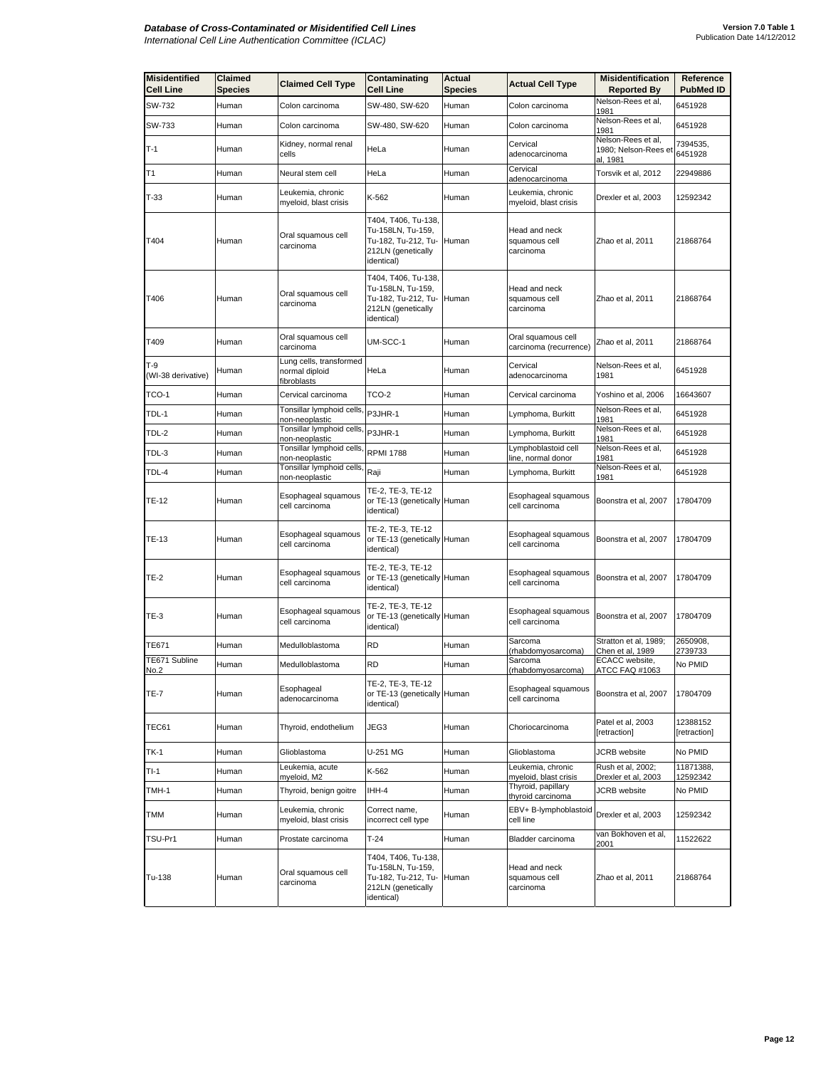| Misidentified Cell Line | Claimed Species | Claimed Cell Type | Contaminating Cell Line | Actual Species | Actual Cell Type | Misidentification Reported By | Reference PubMed ID |
|---|---|---|---|---|---|---|---|
| SW-732 | Human | Colon carcinoma | SW-480, SW-620 | Human | Colon carcinoma | Nelson-Rees et al, 1981 | 6451928 |
| SW-733 | Human | Colon carcinoma | SW-480, SW-620 | Human | Colon carcinoma | Nelson-Rees et al, 1981 | 6451928 |
| T-1 | Human | Kidney, normal renal cells | HeLa | Human | Cervical adenocarcinoma | Nelson-Rees et al, 1980; Nelson-Rees et al, 1981 | 7394535, 6451928 |
| T1 | Human | Neural stem cell | HeLa | Human | Cervical adenocarcinoma | Torsvik et al, 2012 | 22949886 |
| T-33 | Human | Leukemia, chronic myeloid, blast crisis | K-562 | Human | Leukemia, chronic myeloid, blast crisis | Drexler et al, 2003 | 12592342 |
| T404 | Human | Oral squamous cell carcinoma | T404, T406, Tu-138, Tu-158LN, Tu-159, Tu-182, Tu-212, Tu-212LN (genetically identical) | Human | Head and neck squamous cell carcinoma | Zhao et al, 2011 | 21868764 |
| T406 | Human | Oral squamous cell carcinoma | T404, T406, Tu-138, Tu-158LN, Tu-159, Tu-182, Tu-212, Tu-212LN (genetically identical) | Human | Head and neck squamous cell carcinoma | Zhao et al, 2011 | 21868764 |
| T409 | Human | Oral squamous cell carcinoma | UM-SCC-1 | Human | Oral squamous cell carcinoma (recurrence) | Zhao et al, 2011 | 21868764 |
| T-9 (WI-38 derivative) | Human | Lung cells, transformed normal diploid fibroblasts | HeLa | Human | Cervical adenocarcinoma | Nelson-Rees et al, 1981 | 6451928 |
| TCO-1 | Human | Cervical carcinoma | TCO-2 | Human | Cervical carcinoma | Yoshino et al, 2006 | 16643607 |
| TDL-1 | Human | Tonsillar lymphoid cells, non-neoplastic | P3JHR-1 | Human | Lymphoma, Burkitt | Nelson-Rees et al, 1981 | 6451928 |
| TDL-2 | Human | Tonsillar lymphoid cells, non-neoplastic | P3JHR-1 | Human | Lymphoma, Burkitt | Nelson-Rees et al, 1981 | 6451928 |
| TDL-3 | Human | Tonsillar lymphoid cells, non-neoplastic | RPMI 1788 | Human | Lymphoblastoid cell line, normal donor | Nelson-Rees et al, 1981 | 6451928 |
| TDL-4 | Human | Tonsillar lymphoid cells, non-neoplastic | Raji | Human | Lymphoma, Burkitt | Nelson-Rees et al, 1981 | 6451928 |
| TE-12 | Human | Esophageal squamous cell carcinoma | TE-2, TE-3, TE-12 or TE-13 (genetically identical) | Human | Esophageal squamous cell carcinoma | Boonstra et al, 2007 | 17804709 |
| TE-13 | Human | Esophageal squamous cell carcinoma | TE-2, TE-3, TE-12 or TE-13 (genetically identical) | Human | Esophageal squamous cell carcinoma | Boonstra et al, 2007 | 17804709 |
| TE-2 | Human | Esophageal squamous cell carcinoma | TE-2, TE-3, TE-12 or TE-13 (genetically identical) | Human | Esophageal squamous cell carcinoma | Boonstra et al, 2007 | 17804709 |
| TE-3 | Human | Esophageal squamous cell carcinoma | TE-2, TE-3, TE-12 or TE-13 (genetically identical) | Human | Esophageal squamous cell carcinoma | Boonstra et al, 2007 | 17804709 |
| TE671 | Human | Medulloblastoma | RD | Human | Sarcoma (rhabdomyosarcoma) | Stratton et al, 1989; Chen et al, 1989 | 2650908, 2739733 |
| TE671 Subline No.2 | Human | Medulloblastoma | RD | Human | Sarcoma (rhabdomyosarcoma) | ECACC website, ATCC FAQ #1063 | No PMID |
| TE-7 | Human | Esophageal adenocarcinoma | TE-2, TE-3, TE-12 or TE-13 (genetically identical) | Human | Esophageal squamous cell carcinoma | Boonstra et al, 2007 | 17804709 |
| TEC61 | Human | Thyroid, endothelium | JEG3 | Human | Choriocarcinoma | Patel et al, 2003 [retraction] | 12388152 [retraction] |
| TK-1 | Human | Glioblastoma | U-251 MG | Human | Glioblastoma | JCRB website | No PMID |
| TI-1 | Human | Leukemia, acute myeloid, M2 | K-562 | Human | Leukemia, chronic myeloid, blast crisis | Rush et al, 2002; Drexler et al, 2003 | 11871388, 12592342 |
| TMH-1 | Human | Thyroid, benign goitre | IHH-4 | Human | Thyroid, papillary thyroid carcinoma | JCRB website | No PMID |
| TMM | Human | Leukemia, chronic myeloid, blast crisis | Correct name, incorrect cell type | Human | EBV+ B-lymphoblastoid cell line | Drexler et al, 2003 | 12592342 |
| TSU-Pr1 | Human | Prostate carcinoma | T-24 | Human | Bladder carcinoma | van Bokhoven et al, 2001 | 11522622 |
| Tu-138 | Human | Oral squamous cell carcinoma | T404, T406, Tu-138, Tu-158LN, Tu-159, Tu-182, Tu-212, Tu-212LN (genetically identical) | Human | Head and neck squamous cell carcinoma | Zhao et al, 2011 | 21868764 |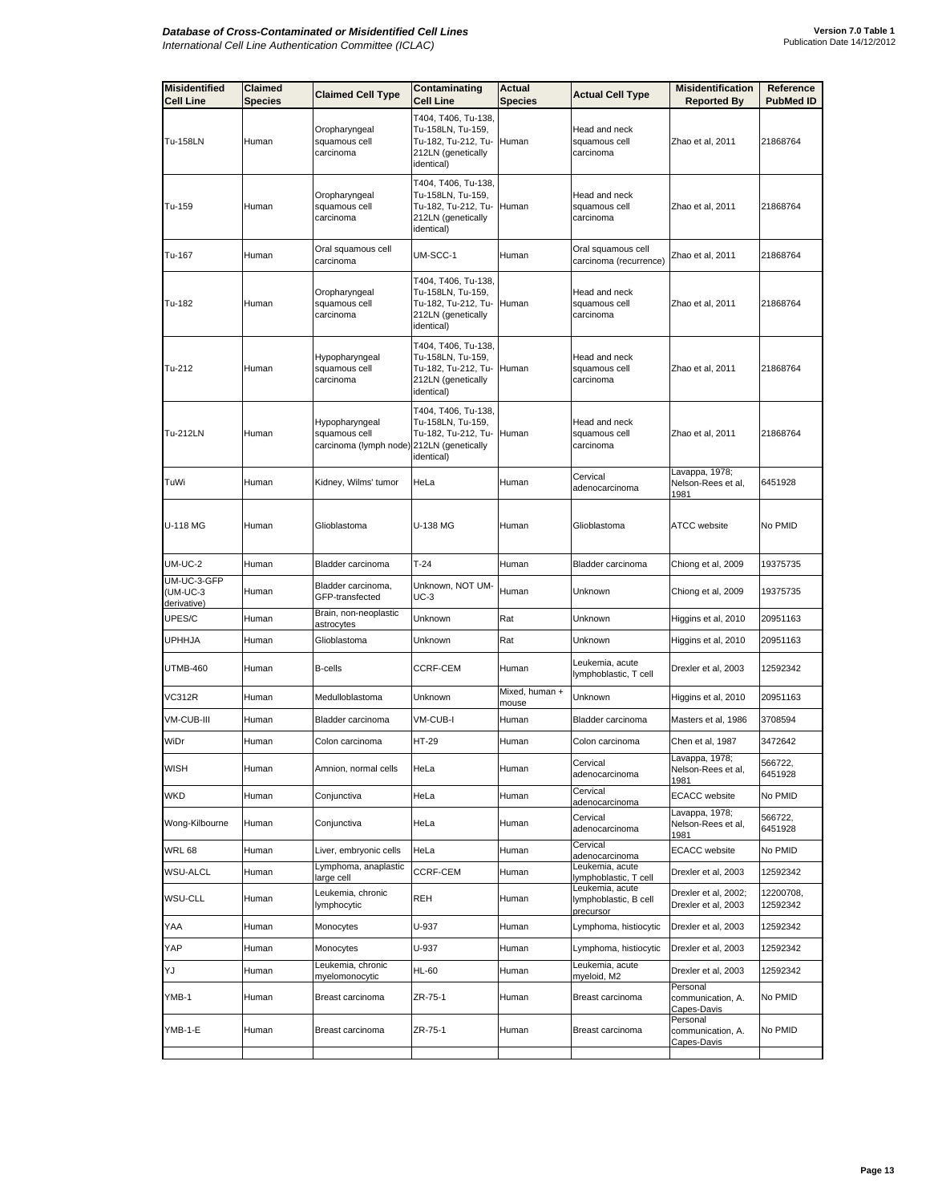| Misidentified Cell Line | Claimed Species | Claimed Cell Type | Contaminating Cell Line | Actual Species | Actual Cell Type | Misidentification Reported By | Reference PubMed ID |
|---|---|---|---|---|---|---|---|
| Tu-158LN | Human | Oropharyngeal squamous cell carcinoma | T404, T406, Tu-138, Tu-158LN, Tu-159, Tu-182, Tu-212, Tu-212LN (genetically identical) | Human | Head and neck squamous cell carcinoma | Zhao et al, 2011 | 21868764 |
| Tu-159 | Human | Oropharyngeal squamous cell carcinoma | T404, T406, Tu-138, Tu-158LN, Tu-159, Tu-182, Tu-212, Tu-212LN (genetically identical) | Human | Head and neck squamous cell carcinoma | Zhao et al, 2011 | 21868764 |
| Tu-167 | Human | Oral squamous cell carcinoma | UM-SCC-1 | Human | Oral squamous cell carcinoma (recurrence) | Zhao et al, 2011 | 21868764 |
| Tu-182 | Human | Oropharyngeal squamous cell carcinoma | T404, T406, Tu-138, Tu-158LN, Tu-159, Tu-182, Tu-212, Tu-212LN (genetically identical) | Human | Head and neck squamous cell carcinoma | Zhao et al, 2011 | 21868764 |
| Tu-212 | Human | Hypopharyngeal squamous cell carcinoma | T404, T406, Tu-138, Tu-158LN, Tu-159, Tu-182, Tu-212, Tu-212LN (genetically identical) | Human | Head and neck squamous cell carcinoma | Zhao et al, 2011 | 21868764 |
| Tu-212LN | Human | Hypopharyngeal squamous cell carcinoma (lymph node) | T404, T406, Tu-138, Tu-158LN, Tu-159, Tu-182, Tu-212, Tu-212LN (genetically identical) | Human | Head and neck squamous cell carcinoma | Zhao et al, 2011 | 21868764 |
| TuWi | Human | Kidney, Wilms' tumor | HeLa | Human | Cervical adenocarcinoma | Lavappa, 1978; Nelson-Rees et al, 1981 | 6451928 |
| U-118 MG | Human | Glioblastoma | U-138 MG | Human | Glioblastoma | ATCC website | No PMID |
| UM-UC-2 | Human | Bladder carcinoma | T-24 | Human | Bladder carcinoma | Chiong et al, 2009 | 19375735 |
| UM-UC-3-GFP (UM-UC-3 derivative) | Human | Bladder carcinoma, GFP-transfected | Unknown, NOT UM-UC-3 | Human | Unknown | Chiong et al, 2009 | 19375735 |
| UPES/C | Human | Brain, non-neoplastic astrocytes | Unknown | Rat | Unknown | Higgins et al, 2010 | 20951163 |
| UPHHJA | Human | Glioblastoma | Unknown | Rat | Unknown | Higgins et al, 2010 | 20951163 |
| UTMB-460 | Human | B-cells | CCRF-CEM | Human | Leukemia, acute lymphoblastic, T cell | Drexler et al, 2003 | 12592342 |
| VC312R | Human | Medulloblastoma | Unknown | Mixed, human + mouse | Unknown | Higgins et al, 2010 | 20951163 |
| VM-CUB-III | Human | Bladder carcinoma | VM-CUB-I | Human | Bladder carcinoma | Masters et al, 1986 | 3708594 |
| WiDr | Human | Colon carcinoma | HT-29 | Human | Colon carcinoma | Chen et al, 1987 | 3472642 |
| WISH | Human | Amnion, normal cells | HeLa | Human | Cervical adenocarcinoma | Lavappa, 1978; Nelson-Rees et al, 1981 | 566722, 6451928 |
| WKD | Human | Conjunctiva | HeLa | Human | Cervical adenocarcinoma | ECACC website | No PMID |
| Wong-Kilbourne | Human | Conjunctiva | HeLa | Human | Cervical adenocarcinoma | Lavappa, 1978; Nelson-Rees et al, 1981 | 566722, 6451928 |
| WRL 68 | Human | Liver, embryonic cells | HeLa | Human | Cervical adenocarcinoma | ECACC website | No PMID |
| WSU-ALCL | Human | Lymphoma, anaplastic large cell | CCRF-CEM | Human | Leukemia, acute lymphoblastic, T cell | Drexler et al, 2003 | 12592342 |
| WSU-CLL | Human | Leukemia, chronic lymphocytic | REH | Human | Leukemia, acute lymphoblastic, B cell precursor | Drexler et al, 2002; Drexler et al, 2003 | 12200708, 12592342 |
| YAA | Human | Monocytes | U-937 | Human | Lymphoma, histiocytic | Drexler et al, 2003 | 12592342 |
| YAP | Human | Monocytes | U-937 | Human | Lymphoma, histiocytic | Drexler et al, 2003 | 12592342 |
| YJ | Human | Leukemia, chronic myelomonocytic | HL-60 | Human | Leukemia, acute myeloid, M2 | Drexler et al, 2003 | 12592342 |
| YMB-1 | Human | Breast carcinoma | ZR-75-1 | Human | Breast carcinoma | Personal communication, A. Capes-Davis | No PMID |
| YMB-1-E | Human | Breast carcinoma | ZR-75-1 | Human | Breast carcinoma | Personal communication, A. Capes-Davis | No PMID |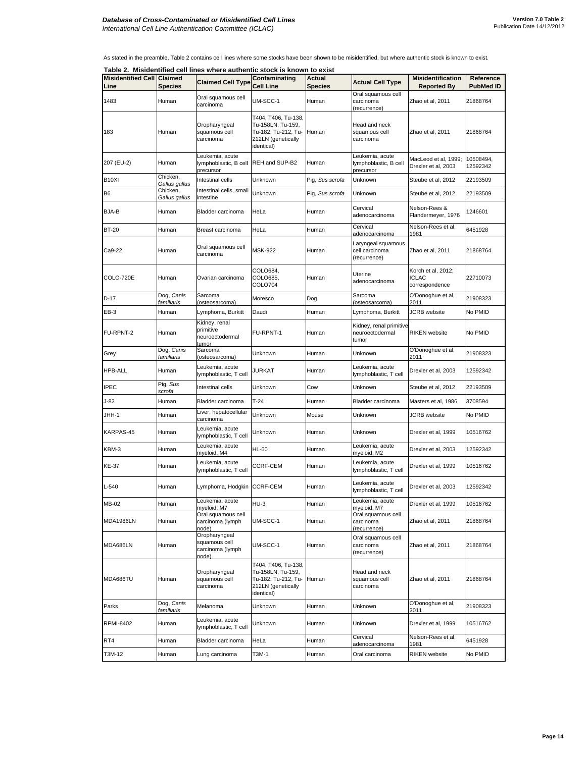As stated in the preamble, Table 2 contains cell lines where some stocks have been shown to be misidentified, but where authentic stock is known to exist.

**Table 2. Misidentified cell lines where authentic stock is known to exist**

| Misidentified Cell Line | Claimed Species | Claimed Cell Type | Contaminating Cell Line | Actual Species | Actual Cell Type | Misidentification Reported By | Reference PubMed ID |
|---|---|---|---|---|---|---|---|
| 1483 | Human | Oral squamous cell carcinoma | UM-SCC-1 | Human | Oral squamous cell carcinoma (recurrence) | Zhao et al, 2011 | 21868764 |
| 183 | Human | Oropharyngeal squamous cell carcinoma | T404, T406, Tu-138, Tu-158LN, Tu-159, Tu-182, Tu-212, Tu-212LN (genetically identical) | Human | Head and neck squamous cell carcinoma | Zhao et al, 2011 | 21868764 |
| 207 (EU-2) | Human | Leukemia, acute lymphoblastic, B cell precursor | REH and SUP-B2 | Human | Leukemia, acute lymphoblastic, B cell precursor | MacLeod et al, 1999; Drexler et al, 2003 | 10508494, 12592342 |
| B10XI | Chicken, *Gallus gallus* | Intestinal cells | Unknown | Pig, *Sus scrofa* | Unknown | Steube et al, 2012 | 22193509 |
| B6 | Chicken, *Gallus gallus* | Intestinal cells, small intestine | Unknown | Pig, *Sus scrofa* | Unknown | Steube et al, 2012 | 22193509 |
| BJA-B | Human | Bladder carcinoma | HeLa | Human | Cervical adenocarcinoma | Nelson-Rees & Flandermeyer, 1976 | 1246601 |
| BT-20 | Human | Breast carcinoma | HeLa | Human | Cervical adenocarcinoma | Nelson-Rees et al, 1981 | 6451928 |
| Ca9-22 | Human | Oral squamous cell carcinoma | MSK-922 | Human | Laryngeal squamous cell carcinoma (recurrence) | Zhao et al, 2011 | 21868764 |
| COLO-720E | Human | Ovarian carcinoma | COLO684, COLO685, COLO704 | Human | Uterine adenocarcinoma | Korch et al, 2012; ICLAC correspondence | 22710073 |
| D-17 | Dog, *Canis familiaris* | Sarcoma (osteosarcoma) | Moresco | Dog | Sarcoma (osteosarcoma) | O'Donoghue et al, 2011 | 21908323 |
| EB-3 | Human | Lymphoma, Burkitt | Daudi | Human | Lymphoma, Burkitt | JCRB website | No PMID |
| FU-RPNT-2 | Human | Kidney, renal primitive neuroectodermal tumor | FU-RPNT-1 | Human | Kidney, renal primitive neuroectodermal tumor | RIKEN website | No PMID |
| Grey | Dog, *Canis familiaris* | Sarcoma (osteosarcoma) | Unknown | Human | Unknown | O'Donoghue et al, 2011 | 21908323 |
| HPB-ALL | Human | Leukemia, acute lymphoblastic, T cell | JURKAT | Human | Leukemia, acute lymphoblastic, T cell | Drexler et al, 2003 | 12592342 |
| IPEC | Pig, *Sus scrofa* | Intestinal cells | Unknown | Cow | Unknown | Steube et al, 2012 | 22193509 |
| J-82 | Human | Bladder carcinoma | T-24 | Human | Bladder carcinoma | Masters et al, 1986 | 3708594 |
| JHH-1 | Human | Liver, hepatocellular carcinoma | Unknown | Mouse | Unknown | JCRB website | No PMID |
| KARPAS-45 | Human | Leukemia, acute lymphoblastic, T cell | Unknown | Human | Unknown | Drexler et al, 1999 | 10516762 |
| KBM-3 | Human | Leukemia, acute myeloid, M4 | HL-60 | Human | Leukemia, acute myeloid, M2 | Drexler et al, 2003 | 12592342 |
| KE-37 | Human | Leukemia, acute lymphoblastic, T cell | CCRF-CEM | Human | Leukemia, acute lymphoblastic, T cell | Drexler et al, 1999 | 10516762 |
| L-540 | Human | Lymphoma, Hodgkin | CCRF-CEM | Human | Leukemia, acute lymphoblastic, T cell | Drexler et al, 2003 | 12592342 |
| MB-02 | Human | Leukemia, acute myeloid, M7 | HU-3 | Human | Leukemia, acute myeloid, M7 | Drexler et al, 1999 | 10516762 |
| MDA1986LN | Human | Oral squamous cell carcinoma (lymph node) | UM-SCC-1 | Human | Oral squamous cell carcinoma (recurrence) | Zhao et al, 2011 | 21868764 |
| MDA686LN | Human | Oropharyngeal squamous cell carcinoma (lymph node) | UM-SCC-1 | Human | Oral squamous cell carcinoma (recurrence) | Zhao et al, 2011 | 21868764 |
| MDA686TU | Human | Oropharyngeal squamous cell carcinoma | T404, T406, Tu-138, Tu-158LN, Tu-159, Tu-182, Tu-212, Tu-212LN (genetically identical) | Human | Head and neck squamous cell carcinoma | Zhao et al, 2011 | 21868764 |
| Parks | Dog, *Canis familiaris* | Melanoma | Unknown | Human | Unknown | O'Donoghue et al, 2011 | 21908323 |
| RPMI-8402 | Human | Leukemia, acute lymphoblastic, T cell | Unknown | Human | Unknown | Drexler et al, 1999 | 10516762 |
| RT4 | Human | Bladder carcinoma | HeLa | Human | Cervical adenocarcinoma | Nelson-Rees et al, 1981 | 6451928 |
| T3M-12 | Human | Lung carcinoma | T3M-1 | Human | Oral carcinoma | RIKEN website | No PMID |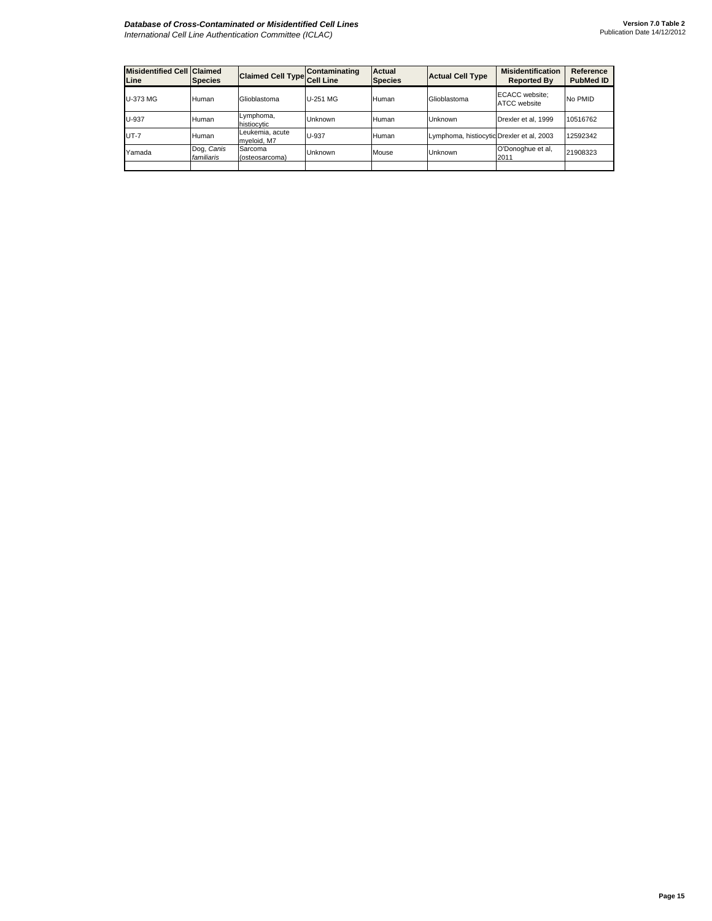| Misidentified Cell Line | Claimed Species | Claimed Cell Type | Contaminating Cell Line | Actual Species | Actual Cell Type | Misidentification Reported By | Reference PubMed ID |
|---|---|---|---|---|---|---|---|
| U-373 MG | Human | Glioblastoma | U-251 MG | Human | Glioblastoma | ECACC website; ATCC website | No PMID |
| U-937 | Human | Lymphoma, histiocytic | Unknown | Human | Unknown | Drexler et al, 1999 | 10516762 |
| UT-7 | Human | Leukemia, acute myeloid, M7 | U-937 | Human | Lymphoma, histiocytic | Drexler et al, 2003 | 12592342 |
| Yamada | Dog, *Canis familiaris* | Sarcoma (osteosarcoma) | Unknown | Mouse | Unknown | O'Donoghue et al, 2011 | 21908323 |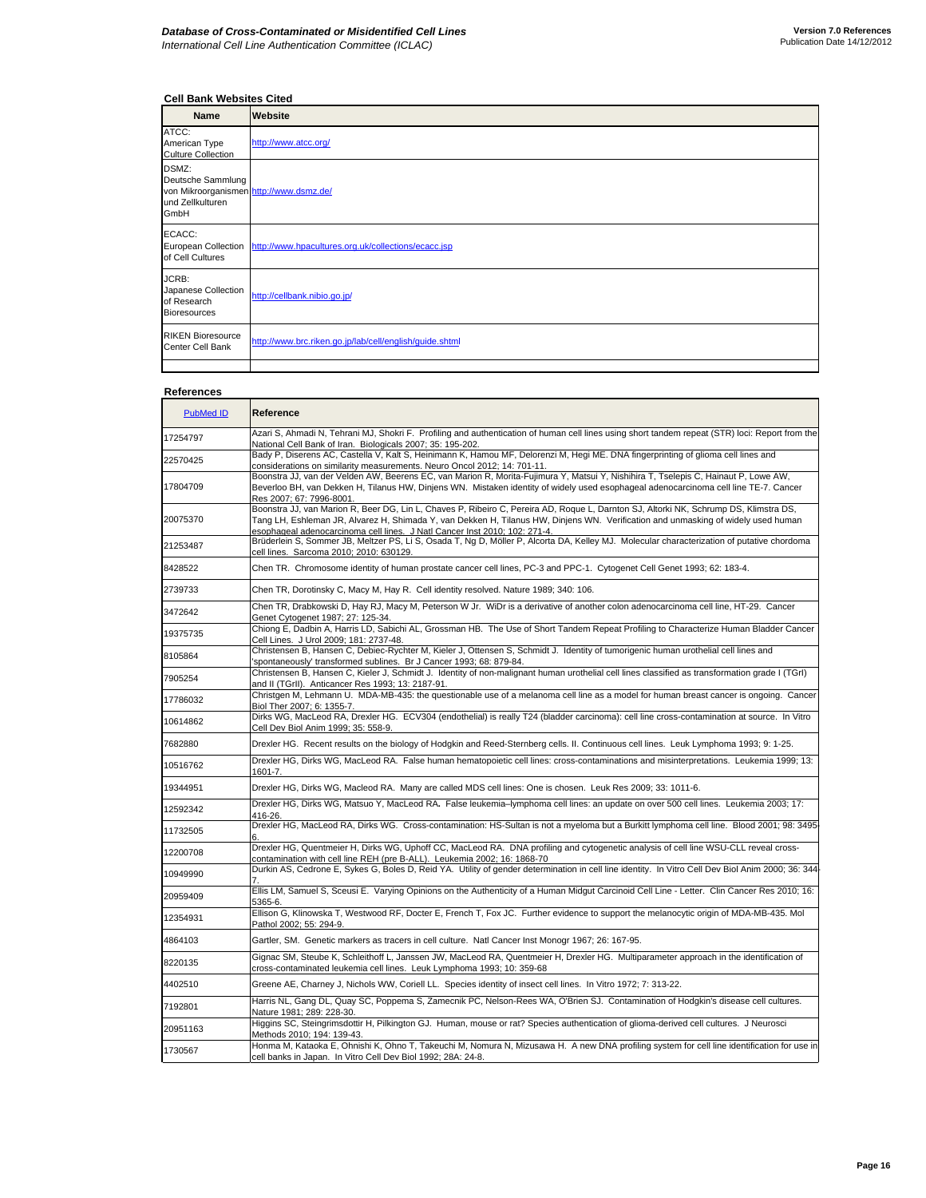### Cell Bank Websites Cited

| Name | Website |
|---|---|
| ATCC: American Type Culture Collection | http://www.atcc.org/ |
| DSMZ: Deutsche Sammlung von Mikroorganismen und Zellkulturen GmbH | http://www.dsmz.de/ |
| ECACC: European Collection of Cell Cultures | http://www.hpacultures.org.uk/collections/ecacc.jsp |
| JCRB: Japanese Collection of Research Bioresources | http://cellbank.nibio.go.jp/ |
| RIKEN Bioresource Center Cell Bank | http://www.brc.riken.go.jp/lab/cell/english/guide.shtml |
| | |

### References

| PubMed ID | Reference |
|---|---|
| 17254797 | Azari S, Ahmadi N, Tehrani MJ, Shokri F. Profiling and authentication of human cell lines using short tandem repeat (STR) loci: Report from the National Cell Bank of Iran. Biologicals 2007; 35: 195-202. |
| 22570425 | Bady P, Diserens AC, Castella V, Kalt S, Heinimann K, Hamou MF, Delorenzi M, Hegi ME. DNA fingerprinting of glioma cell lines and considerations on similarity measurements. Neuro Oncol 2012; 14: 701-11. |
| 17804709 | Boonstra JJ, van der Velden AW, Beerens EC, van Marion R, Morita-Fujimura Y, Matsui Y, Nishihira T, Tselepis C, Hainaut P, Lowe AW, Beverloo BH, van Dekken H, Tilanus HW, Dinjens WN. Mistaken identity of widely used esophageal adenocarcinoma cell line TE-7. Cancer Res 2007; 67: 7996-8001. |
| 20075370 | Boonstra JJ, van Marion R, Beer DG, Lin L, Chaves P, Ribeiro C, Pereira AD, Roque L, Darnton SJ, Altorki NK, Schrump DS, Klimstra DS, Tang LH, Eshleman JR, Alvarez H, Shimada Y, van Dekken H, Tilanus HW, Dinjens WN. Verification and unmasking of widely used human esophageal adenocarcinoma cell lines. J Natl Cancer Inst 2010; 102: 271-4. |
| 21253487 | Brüderlein S, Sommer JB, Meltzer PS, Li S, Osada T, Ng D, Möller P, Alcorta DA, Kelley MJ. Molecular characterization of putative chordoma cell lines. Sarcoma 2010; 2010: 630129. |
| 8428522 | Chen TR. Chromosome identity of human prostate cancer cell lines, PC-3 and PPC-1. Cytogenet Cell Genet 1993; 62: 183-4. |
| 2739733 | Chen TR, Dorotinsky C, Macy M, Hay R. Cell identity resolved. Nature 1989; 340: 106. |
| 3472642 | Chen TR, Drabkowski D, Hay RJ, Macy M, Peterson W Jr. WiDr is a derivative of another colon adenocarcinoma cell line, HT-29. Cancer Genet Cytogenet 1987; 27: 125-34. |
| 19375735 | Chiong E, Dadbin A, Harris LD, Sabichi AL, Grossman HB. The Use of Short Tandem Repeat Profiling to Characterize Human Bladder Cancer Cell Lines. J Urol 2009; 181: 2737-48. |
| 8105864 | Christensen B, Hansen C, Debiec-Rychter M, Kieler J, Ottensen S, Schmidt J. Identity of tumorigenic human urothelial cell lines and 'spontaneously' transformed sublines. Br J Cancer 1993; 68: 879-84. |
| 7905254 | Christensen B, Hansen C, Kieler J, Schmidt J. Identity of non-malignant human urothelial cell lines classified as transformation grade I (TGrI) and II (TGrII). Anticancer Res 1993; 13: 2187-91. |
| 17786032 | Christgen M, Lehmann U. MDA-MB-435: the questionable use of a melanoma cell line as a model for human breast cancer is ongoing. Cancer Biol Ther 2007; 6: 1355-7. |
| 10614862 | Dirks WG, MacLeod RA, Drexler HG. ECV304 (endothelial) is really T24 (bladder carcinoma): cell line cross-contamination at source. In Vitro Cell Dev Biol Anim 1999; 35: 558-9. |
| 7682880 | Drexler HG. Recent results on the biology of Hodgkin and Reed-Sternberg cells. II. Continuous cell lines. Leuk Lymphoma 1993; 9: 1-25. |
| 10516762 | Drexler HG, Dirks WG, MacLeod RA. False human hematopoietic cell lines: cross-contaminations and misinterpretations. Leukemia 1999; 13: 1601-7. |
| 19344951 | Drexler HG, Dirks WG, Macleod RA. Many are called MDS cell lines: One is chosen. Leuk Res 2009; 33: 1011-6. |
| 12592342 | Drexler HG, Dirks WG, Matsuo Y, MacLeod RA. False leukemia–lymphoma cell lines: an update on over 500 cell lines. Leukemia 2003; 17: 416-26. |
| 11732505 | Drexler HG, MacLeod RA, Dirks WG. Cross-contamination: HS-Sultan is not a myeloma but a Burkitt lymphoma cell line. Blood 2001; 98: 3495-6. |
| 12200708 | Drexler HG, Quentmeier H, Dirks WG, Uphoff CC, MacLeod RA. DNA profiling and cytogenetic analysis of cell line WSU-CLL reveal cross-contamination with cell line REH (pre B-ALL). Leukemia 2002; 16: 1868-70 |
| 10949990 | Durkin AS, Cedrone E, Sykes G, Boles D, Reid YA. Utility of gender determination in cell line identity. In Vitro Cell Dev Biol Anim 2000; 36: 344-7. |
| 20959409 | Ellis LM, Samuel S, Sceusi E. Varying Opinions on the Authenticity of a Human Midgut Carcinoid Cell Line - Letter. Clin Cancer Res 2010; 16: 5365-6. |
| 12354931 | Ellison G, Klinowska T, Westwood RF, Docter E, French T, Fox JC. Further evidence to support the melanocytic origin of MDA-MB-435. Mol Pathol 2002; 55: 294-9. |
| 4864103 | Gartler, SM. Genetic markers as tracers in cell culture. Natl Cancer Inst Monogr 1967; 26: 167-95. |
| 8220135 | Gignac SM, Steube K, Schleithoff L, Janssen JW, MacLeod RA, Quentmeier H, Drexler HG. Multiparameter approach in the identification of cross-contaminated leukemia cell lines. Leuk Lymphoma 1993; 10: 359-68 |
| 4402510 | Greene AE, Charney J, Nichols WW, Coriell LL. Species identity of insect cell lines. In Vitro 1972; 7: 313-22. |
| 7192801 | Harris NL, Gang DL, Quay SC, Poppema S, Zamecnik PC, Nelson-Rees WA, O'Brien SJ. Contamination of Hodgkin's disease cell cultures. Nature 1981; 289: 228-30. |
| 20951163 | Higgins SC, Steingrimsdottir H, Pilkington GJ. Human, mouse or rat? Species authentication of glioma-derived cell cultures. J Neurosci Methods 2010; 194: 139-43. |
| 1730567 | Honma M, Kataoka E, Ohnishi K, Ohno T, Takeuchi M, Nomura N, Mizusawa H. A new DNA profiling system for cell line identification for use in cell banks in Japan. In Vitro Cell Dev Biol 1992; 28A: 24-8. |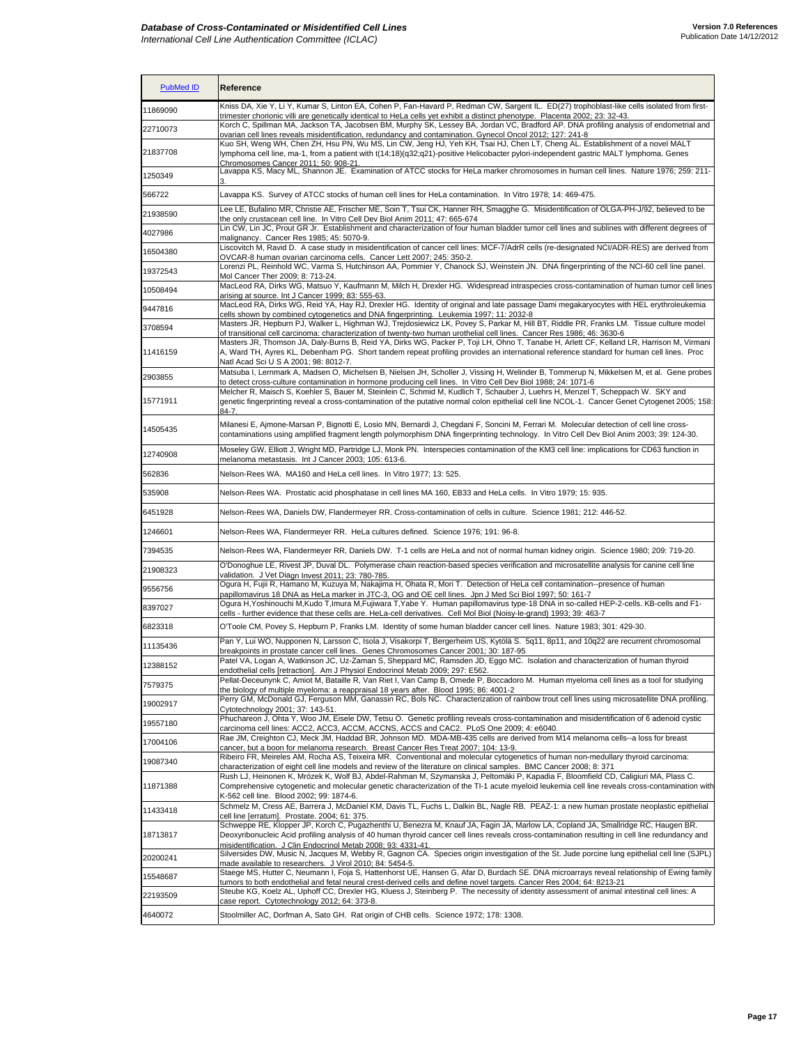| PubMed ID | Reference |
|---|---|
| 11869090 | Kniss DA, Xie Y, Li Y, Kumar S, Linton EA, Cohen P, Fan-Havard P, Redman CW, Sargent IL. ED(27) trophoblast-like cells isolated from first-trimester chorionic villi are genetically identical to HeLa cells yet exhibit a distinct phenotype. Placenta 2002; 23: 32-43. |
| 22710073 | Korch C, Spillman MA, Jackson TA, Jacobsen BM, Murphy SK, Lessey BA, Jordan VC, Bradford AP. DNA profiling analysis of endometrial and ovarian cell lines reveals misidentification, redundancy and contamination. Gynecol Oncol 2012; 127: 241-8 |
| 21837708 | Kuo SH, Weng WH, Chen ZH, Hsu PN, Wu MS, Lin CW, Jeng HJ, Yeh KH, Tsai HJ, Chen LT, Cheng AL. Establishment of a novel MALT lymphoma cell line, ma-1, from a patient with t(14;18)(q32;q21)-positive Helicobacter pylori-independent gastric MALT lymphoma. Genes Chromosomes Cancer 2011; 50: 908-21. |
| 1250349 | Lavappa KS, Macy ML, Shannon JE. Examination of ATCC stocks for HeLa marker chromosomes in human cell lines. Nature 1976; 259: 211-3. |
| 566722 | Lavappa KS. Survey of ATCC stocks of human cell lines for HeLa contamination. In Vitro 1978; 14: 469-475. |
| 21938590 | Lee LE, Bufalino MR, Christie AE, Frischer ME, Soin T, Tsui CK, Hanner RH, Smagghe G. Misidentification of OLGA-PH-J/92, believed to be the only crustacean cell line. In Vitro Cell Dev Biol Anim 2011; 47: 665-674 |
| 4027986 | Lin CW, Lin JC, Prout GR Jr. Establishment and characterization of four human bladder tumor cell lines and sublines with different degrees of malignancy. Cancer Res 1985; 45: 5070-9. |
| 16504380 | Liscovitch M, Ravid D. A case study in misidentification of cancer cell lines: MCF-7/AdrR cells (re-designated NCI/ADR-RES) are derived from OVCAR-8 human ovarian carcinoma cells. Cancer Lett 2007; 245: 350-2. |
| 19372543 | Lorenzi PL, Reinhold WC, Varma S, Hutchinson AA, Pommier Y, Chanock SJ, Weinstein JN. DNA fingerprinting of the NCI-60 cell line panel. Mol Cancer Ther 2009; 8: 713-24. |
| 10508494 | MacLeod RA, Dirks WG, Matsuo Y, Kaufmann M, Milch H, Drexler HG. Widespread intraspecies cross-contamination of human tumor cell lines arising at source. Int J Cancer 1999; 83: 555-63. |
| 9447816 | MacLeod RA, Dirks WG, Reid YA, Hay RJ, Drexler HG. Identity of original and late passage Dami megakaryocytes with HEL erythroleukemia cells shown by combined cytogenetics and DNA fingerprinting. Leukemia 1997; 11: 2032-8 |
| 3708594 | Masters JR, Hepburn PJ, Walker L, Highman WJ, Trejdosiewicz LK, Povey S, Parkar M, Hill BT, Riddle PR, Franks LM. Tissue culture model of transitional cell carcinoma: characterization of twenty-two human urothelial cell lines. Cancer Res 1986; 46: 3630-6 |
| 11416159 | Masters JR, Thomson JA, Daly-Burns B, Reid YA, Dirks WG, Packer P, Toji LH, Ohno T, Tanabe H, Arlett CF, Kelland LR, Harrison M, Virmani A, Ward TH, Ayres KL, Debenham PG. Short tandem repeat profiling provides an international reference standard for human cell lines. Proc Natl Acad Sci U S A 2001; 98: 8012-7. |
| 2903855 | Matsuba I, Lernmark A, Madsen O, Michelsen B, Nielsen JH, Scholler J, Vissing H, Welinder B, Tommerup N, Mikkelsen M, et al. Gene probes to detect cross-culture contamination in hormone producing cell lines. In Vitro Cell Dev Biol 1988; 24: 1071-6 |
| 15771911 | Melcher R, Maisch S, Koehler S, Bauer M, Steinlein C, Schmid M, Kudlich T, Schauber J, Luehrs H, Menzel T, Scheppach W. SKY and genetic fingerprinting reveal a cross-contamination of the putative normal colon epithelial cell line NCOL-1. Cancer Genet Cytogenet 2005; 158: 84-7. |
| 14505435 | Milanesi E, Ajmone-Marsan P, Bignotti E, Losio MN, Bernardi J, Chegdani F, Soncini M, Ferrari M. Molecular detection of cell line cross-contaminations using amplified fragment length polymorphism DNA fingerprinting technology. In Vitro Cell Dev Biol Anim 2003; 39: 124-30. |
| 12740908 | Moseley GW, Elliott J, Wright MD, Partridge LJ, Monk PN. Interspecies contamination of the KM3 cell line: implications for CD63 function in melanoma metastasis. Int J Cancer 2003; 105: 613-6. |
| 562836 | Nelson-Rees WA. MA160 and HeLa cell lines. In Vitro 1977; 13: 525. |
| 535908 | Nelson-Rees WA. Prostatic acid phosphatase in cell lines MA 160, EB33 and HeLa cells. In Vitro 1979; 15: 935. |
| 6451928 | Nelson-Rees WA, Daniels DW, Flandermeyer RR. Cross-contamination of cells in culture. Science 1981; 212: 446-52. |
| 1246601 | Nelson-Rees WA, Flandermeyer RR. HeLa cultures defined. Science 1976; 191: 96-8. |
| 7394535 | Nelson-Rees WA, Flandermeyer RR, Daniels DW. T-1 cells are HeLa and not of normal human kidney origin. Science 1980; 209: 719-20. |
| 21908323 | O'Donoghue LE, Rivest JP, Duval DL. Polymerase chain reaction-based species verification and microsatellite analysis for canine cell line validation. J Vet Diagn Invest 2011; 23: 780-785. |
| 9556756 | Ogura H, Fujii R, Hamano M, Kuzuya M, Nakajima H, Ohata R, Mori T. Detection of HeLa cell contamination--presence of human papillomavirus 18 DNA as HeLa marker in JTC-3, OG and OE cell lines. Jpn J Med Sci Biol 1997; 50: 161-7 |
| 8397027 | Ogura H,Yoshinouchi M,Kudo T,Imura M,Fujiwara T,Yabe Y. Human papillomavirus type-18 DNA in so-called HEP-2-cells. KB-cells and F1-cells - further evidence that these cells are. HeLa-cell derivatives. Cell Mol Biol (Noisy-le-grand) 1993; 39: 463-7 |
| 6823318 | O'Toole CM, Povey S, Hepburn P, Franks LM. Identity of some human bladder cancer cell lines. Nature 1983; 301: 429-30. |
| 11135436 | Pan Y, Lui WO, Nupponen N, Larsson C, Isola J, Visakorpi T, Bergerheim US, Kytölä S. 5q11, 8p11, and 10q22 are recurrent chromosomal breakpoints in prostate cancer cell lines. Genes Chromosomes Cancer 2001; 30: 187-95 |
| 12388152 | Patel VA, Logan A, Watkinson JC, Uz-Zaman S, Sheppard MC, Ramsden JD, Eggo MC. Isolation and characterization of human thyroid endothelial cells [retraction]. Am J Physiol Endocrinol Metab 2009; 297: E562. |
| 7579375 | Pellat-Deceunynk C, Amiot M, Bataille R, Van Riet I, Van Camp B, Omede P, Boccadoro M. Human myeloma cell lines as a tool for studying the biology of multiple myeloma: a reappraisal 18 years after. Blood 1995; 86: 4001-2 |
| 19002917 | Perry GM, McDonald GJ, Ferguson MM, Ganassin RC, Bols NC. Characterization of rainbow trout cell lines using microsatellite DNA profiling. Cytotechnology 2001; 37: 143-51. |
| 19557180 | Phuchareon J, Ohta Y, Woo JM, Eisele DW, Tetsu O. Genetic profiling reveals cross-contamination and misidentification of 6 adenoid cystic carcinoma cell lines: ACC2, ACC3, ACCM, ACCNS, ACCS and CAC2. PLoS One 2009; 4: e6040. |
| 17004106 | Rae JM, Creighton CJ, Meck JM, Haddad BR, Johnson MD. MDA-MB-435 cells are derived from M14 melanoma cells--a loss for breast cancer, but a boon for melanoma research. Breast Cancer Res Treat 2007; 104: 13-9. |
| 19087340 | Ribeiro FR, Meireles AM, Rocha AS, Teixeira MR. Conventional and molecular cytogenetics of human non-medullary thyroid carcinoma: characterization of eight cell line models and review of the literature on clinical samples. BMC Cancer 2008; 8: 371 |
| 11871388 | Rush LJ, Heinonen K, Mrózek K, Wolf BJ, Abdel-Rahman M, Szymanska J, Peltomäki P, Kapadia F, Bloomfield CD, Caligiuri MA, Plass C. Comprehensive cytogenetic and molecular genetic characterization of the TI-1 acute myeloid leukemia cell line reveals cross-contamination with K-562 cell line. Blood 2002; 99: 1874-6. |
| 11433418 | Schmelz M, Cress AE, Barrera J, McDaniel KM, Davis TL, Fuchs L, Dalkin BL, Nagle RB. PEAZ-1: a new human prostate neoplastic epithelial cell line [erratum]. Prostate. 2004; 61: 375. |
| 18713817 | Schweppe RE, Klopper JP, Korch C, Pugazhenthi U, Benezra M, Knauf JA, Fagin JA, Marlow LA, Copland JA, Smallridge RC, Haugen BR. Deoxyribonucleic Acid profiling analysis of 40 human thyroid cancer cell lines reveals cross-contamination resulting in cell line redundancy and misidentification. J Clin Endocrinol Metab 2008; 93: 4331-41. |
| 20200241 | Silversides DW, Music N, Jacques M, Webby R, Gagnon CA. Species origin investigation of the St. Jude porcine lung epithelial cell line (SJPL) made available to researchers. J Virol 2010; 84: 5454-5. |
| 15548687 | Staege MS, Hutter C, Neumann I, Foja S, Hattenhorst UE, Hansen G, Afar D, Burdach SE. DNA microarrays reveal relationship of Ewing family tumors to both endothelial and fetal neural crest-derived cells and define novel targets. Cancer Res 2004; 64: 8213-21 |
| 22193509 | Steube KG, Koelz AL, Uphoff CC, Drexler HG, Kluess J, Steinberg P. The necessity of identity assessment of animal intestinal cell lines: A case report. Cytotechnology 2012; 64: 373-8. |
| 4640072 | Stoolmiller AC, Dorfman A, Sato GH. Rat origin of CHB cells. Science 1972; 178: 1308. |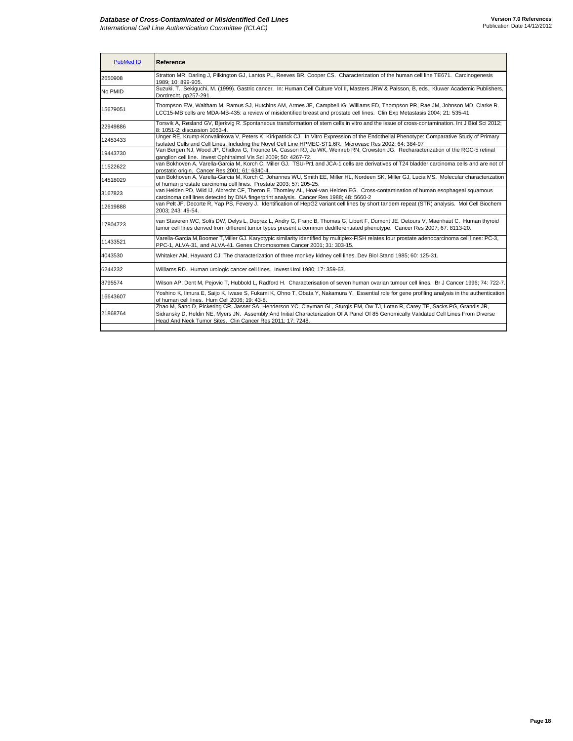| PubMed ID | Reference |
|---|---|
| 2650908 | Stratton MR, Darling J, Pilkington GJ, Lantos PL, Reeves BR, Cooper CS. Characterization of the human cell line TE671. Carcinogenesis 1989; 10: 899-905. |
| No PMID | Suzuki, T., Sekiguchi, M. (1999). Gastric cancer. In: Human Cell Culture Vol II, Masters JRW & Palsson, B, eds., Kluwer Academic Publishers, Dordrecht, pp257-291. |
| 15679051 | Thompson EW, Waltham M, Ramus SJ, Hutchins AM, Armes JE, Campbell IG, Williams ED, Thompson PR, Rae JM, Johnson MD, Clarke R. LCC15-MB cells are MDA-MB-435: a review of misidentified breast and prostate cell lines. Clin Exp Metastasis 2004; 21: 535-41. |
| 22949886 | Torsvik A, Røsland GV, Bjerkvig R. Spontaneous transformation of stem cells in vitro and the issue of cross-contamination. Int J Biol Sci 2012; 8: 1051-2; discussion 1053-4. |
| 12453433 | Unger RE, Krump-Konvalinkova V, Peters K, Kirkpatrick CJ. In Vitro Expression of the Endothelial Phenotype: Comparative Study of Primary Isolated Cells and Cell Lines, Including the Novel Cell Line HPMEC-ST1.6R. Microvasc Res 2002; 64: 384-97 |
| 19443730 | Van Bergen NJ, Wood JP, Chidlow G, Trounce IA, Casson RJ, Ju WK, Weinreb RN, Crowston JG. Recharacterization of the RGC-5 retinal ganglion cell line. Invest Ophthalmol Vis Sci 2009; 50: 4267-72. |
| 11522622 | van Bokhoven A, Varella-Garcia M, Korch C, Miller GJ. TSU-Pr1 and JCA-1 cells are derivatives of T24 bladder carcinoma cells and are not of prostatic origin. Cancer Res 2001; 61: 6340-4. |
| 14518029 | van Bokhoven A, Varella-Garcia M, Korch C, Johannes WU, Smith EE, Miller HL, Nordeen SK, Miller GJ, Lucia MS. Molecular characterization of human prostate carcinoma cell lines. Prostate 2003; 57: 205-25. |
| 3167823 | van Helden PD, Wiid IJ, Albrecht CF, Theron E, Thornley AL, Hoal-van Helden EG. Cross-contamination of human esophageal squamous carcinoma cell lines detected by DNA fingerprint analysis. Cancer Res 1988; 48: 5660-2 |
| 12619888 | van Pelt JF, Decorte R, Yap PS, Fevery J. Identification of HepG2 variant cell lines by short tandem repeat (STR) analysis. Mol Cell Biochem 2003; 243: 49-54. |
| 17804723 | van Staveren WC, Solís DW, Delys L, Duprez L, Andry G, Franc B, Thomas G, Libert F, Dumont JE, Detours V, Maenhaut C. Human thyroid tumor cell lines derived from different tumor types present a common dedifferentiated phenotype. Cancer Res 2007; 67: 8113-20. |
| 11433521 | Varella-Garcia M,Boomer T,Miller GJ. Karyotypic similarity identified by multiplex-FISH relates four prostate adenocarcinoma cell lines: PC-3, PPC-1, ALVA-31, and ALVA-41. Genes Chromosomes Cancer 2001; 31: 303-15. |
| 4043530 | Whitaker AM, Hayward CJ. The characterization of three monkey kidney cell lines. Dev Biol Stand 1985; 60: 125-31. |
| 6244232 | Williams RD. Human urologic cancer cell lines. Invest Urol 1980; 17: 359-63. |
| 8795574 | Wilson AP, Dent M, Pejovic T, Hubbold L, Radford H. Characterisation of seven human ovarian tumour cell lines. Br J Cancer 1996; 74: 722-7. |
| 16643607 | Yoshino K, Iimura E, Saijo K, Iwase S, Fukami K, Ohno T, Obata Y, Nakamura Y. Essential role for gene profiling analysis in the authentication of human cell lines. Hum Cell 2006; 19: 43-8. |
| 21868764 | Zhao M, Sano D, Pickering CR, Jasser SA, Henderson YC, Clayman GL, Sturgis EM, Ow TJ, Lotan R, Carey TE, Sacks PG, Grandis JR, Sidransky D, Heldin NE, Myers JN. Assembly And Initial Characterization Of A Panel Of 85 Genomically Validated Cell Lines From Diverse Head And Neck Tumor Sites. Clin Cancer Res 2011; 17: 7248. |